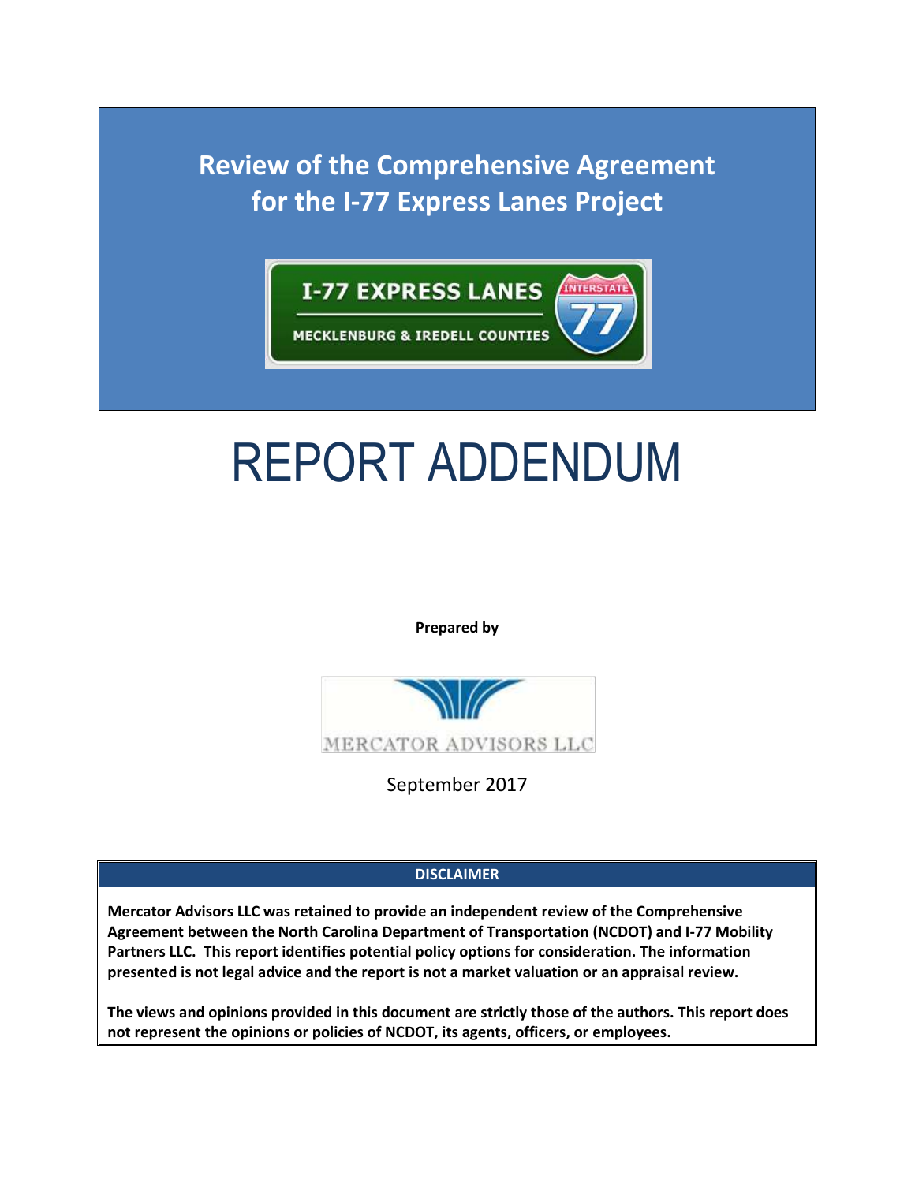# Review of the Comprehensive Agreement for the I-77 Express Lanes Project

I-77 EXPRESS LANES

MECKLENBURG & IREDELL COUNTIES

# REPORT ADDENDUM

**Prepared by**

MERCATOR ADVISORS LLC

September 2017

**DISCLAIMER**

**Mercator Advisors LLC was retained to provide an independent review of the Comprehensive Agreement between the North Carolina Department of Transportation (NCDOT) and I-77 Mobility Partners LLC. This report identifies potential policy options for consideration. The information presented is not legal advice and the report is not a market valuation or an appraisal review.**

**The views and opinions provided in this document are strictly those of the authors. This report does not represent the opinions or policies of NCDOT, its agents, officers, or employees.**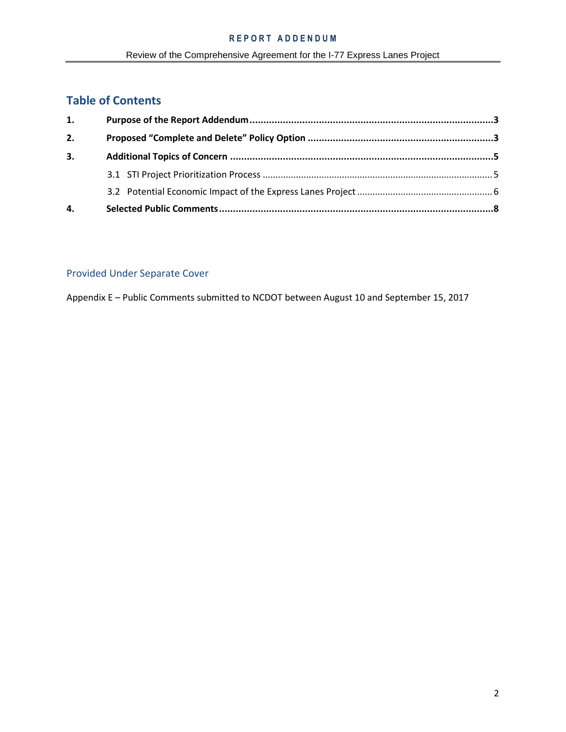## Table of Contents

| | | |
|---|---|---|
| **1.** | **Purpose of the Report Addendum** | **3** |
| **2.** | **Proposed "Complete and Delete" Policy Option** | **3** |
| **3.** | **Additional Topics of Concern** | **5** |
| | 3.1 STI Project Prioritization Process | 5 |
| | 3.2 Potential Economic Impact of the Express Lanes Project | 6 |
| **4.** | **Selected Public Comments** | **8** |

### Provided Under Separate Cover

Appendix E – Public Comments submitted to NCDOT between August 10 and September 15, 2017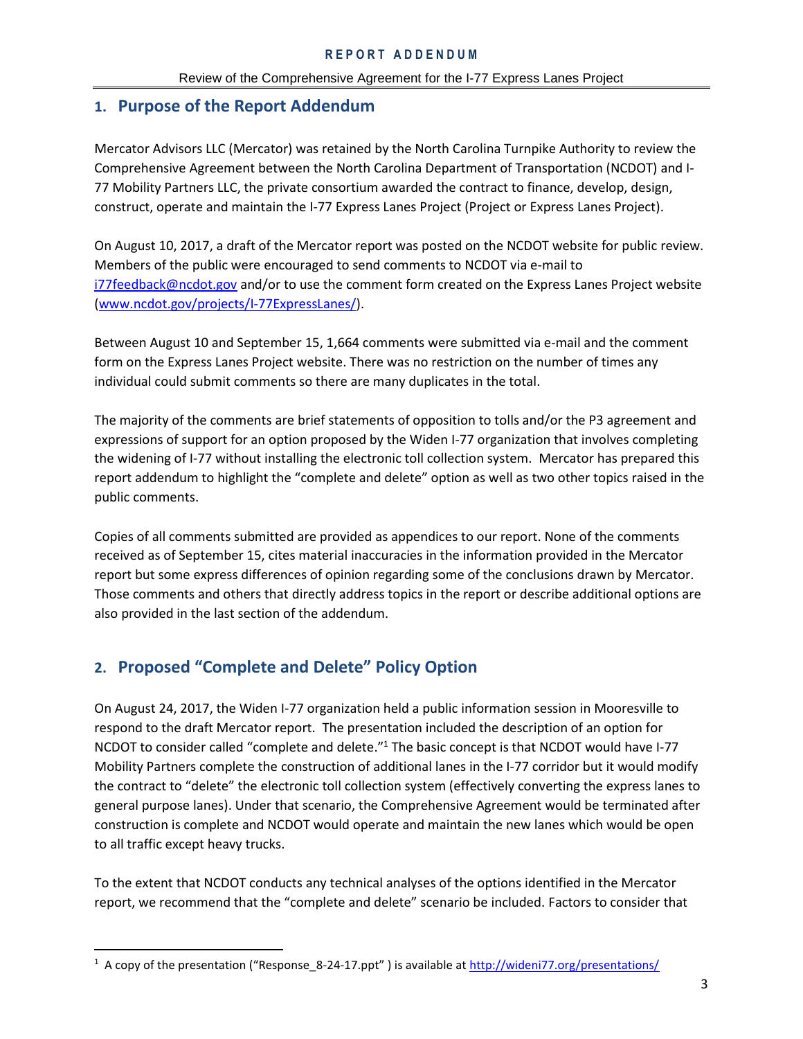## 1. Purpose of the Report Addendum

Mercator Advisors LLC (Mercator) was retained by the North Carolina Turnpike Authority to review the Comprehensive Agreement between the North Carolina Department of Transportation (NCDOT) and I-77 Mobility Partners LLC, the private consortium awarded the contract to finance, develop, design, construct, operate and maintain the I-77 Express Lanes Project (Project or Express Lanes Project).

On August 10, 2017, a draft of the Mercator report was posted on the NCDOT website for public review. Members of the public were encouraged to send comments to NCDOT via e-mail to i77feedback@ncdot.gov and/or to use the comment form created on the Express Lanes Project website (www.ncdot.gov/projects/I-77ExpressLanes/).

Between August 10 and September 15, 1,664 comments were submitted via e-mail and the comment form on the Express Lanes Project website. There was no restriction on the number of times any individual could submit comments so there are many duplicates in the total.

The majority of the comments are brief statements of opposition to tolls and/or the P3 agreement and expressions of support for an option proposed by the Widen I-77 organization that involves completing the widening of I-77 without installing the electronic toll collection system. Mercator has prepared this report addendum to highlight the "complete and delete" option as well as two other topics raised in the public comments.

Copies of all comments submitted are provided as appendices to our report. None of the comments received as of September 15, cites material inaccuracies in the information provided in the Mercator report but some express differences of opinion regarding some of the conclusions drawn by Mercator. Those comments and others that directly address topics in the report or describe additional options are also provided in the last section of the addendum.

## 2. Proposed "Complete and Delete" Policy Option

On August 24, 2017, the Widen I-77 organization held a public information session in Mooresville to respond to the draft Mercator report. The presentation included the description of an option for NCDOT to consider called "complete and delete."[1] The basic concept is that NCDOT would have I-77 Mobility Partners complete the construction of additional lanes in the I-77 corridor but it would modify the contract to "delete" the electronic toll collection system (effectively converting the express lanes to general purpose lanes). Under that scenario, the Comprehensive Agreement would be terminated after construction is complete and NCDOT would operate and maintain the new lanes which would be open to all traffic except heavy trucks.

To the extent that NCDOT conducts any technical analyses of the options identified in the Mercator report, we recommend that the "complete and delete" scenario be included. Factors to consider that

[1] A copy of the presentation ("Response_8-24-17.ppt" ) is available at http://widen77.org/presentations/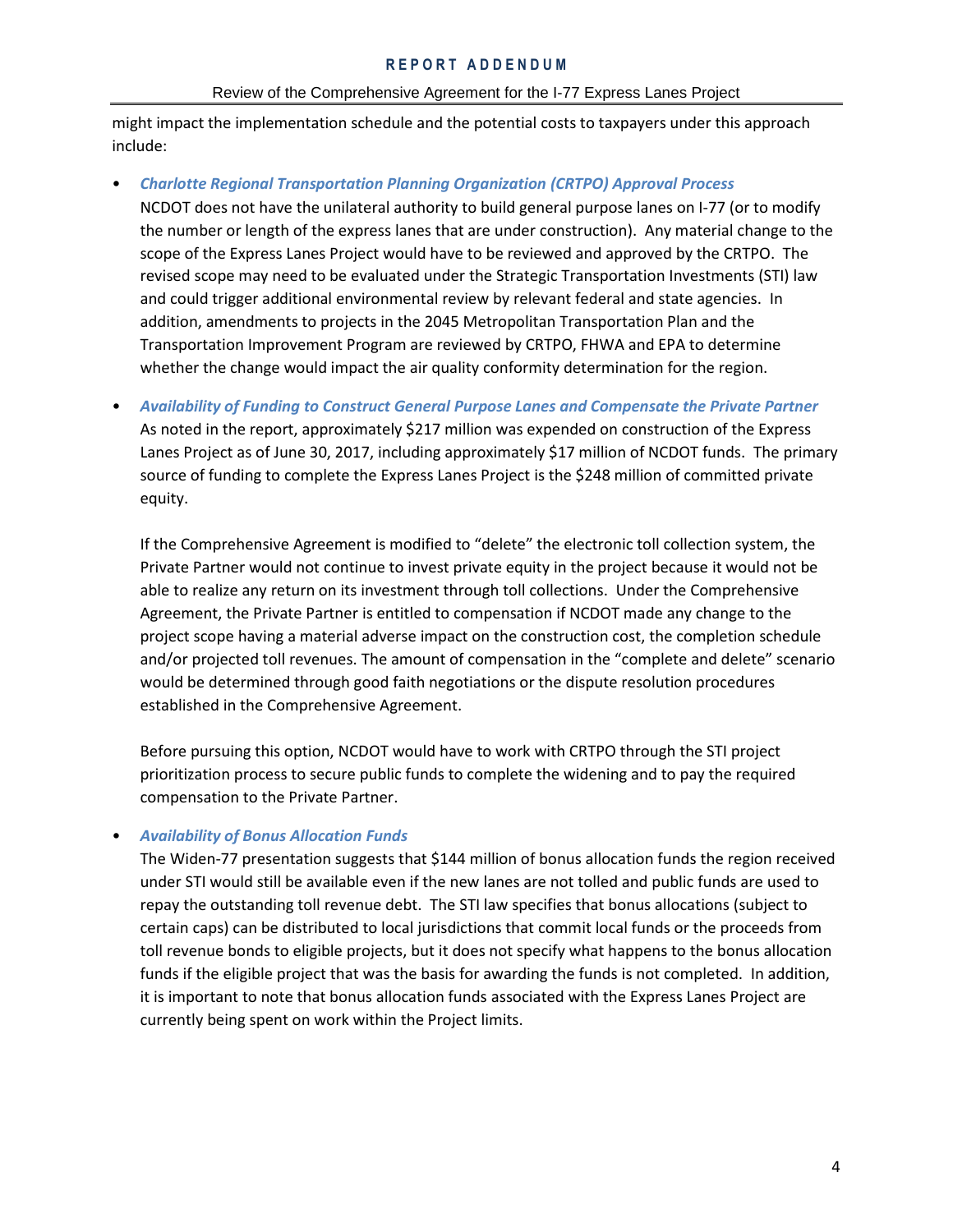might impact the implementation schedule and the potential costs to taxpayers under this approach include:

- ***Charlotte Regional Transportation Planning Organization (CRTPO) Approval Process***
  NCDOT does not have the unilateral authority to build general purpose lanes on I-77 (or to modify the number or length of the express lanes that are under construction). Any material change to the scope of the Express Lanes Project would have to be reviewed and approved by the CRTPO. The revised scope may need to be evaluated under the Strategic Transportation Investments (STI) law and could trigger additional environmental review by relevant federal and state agencies. In addition, amendments to projects in the 2045 Metropolitan Transportation Plan and the Transportation Improvement Program are reviewed by CRTPO, FHWA and EPA to determine whether the change would impact the air quality conformity determination for the region.

- ***Availability of Funding to Construct General Purpose Lanes and Compensate the Private Partner***
  As noted in the report, approximately $217 million was expended on construction of the Express Lanes Project as of June 30, 2017, including approximately $17 million of NCDOT funds. The primary source of funding to complete the Express Lanes Project is the $248 million of committed private equity.

  If the Comprehensive Agreement is modified to "delete" the electronic toll collection system, the Private Partner would not continue to invest private equity in the project because it would not be able to realize any return on its investment through toll collections. Under the Comprehensive Agreement, the Private Partner is entitled to compensation if NCDOT made any change to the project scope having a material adverse impact on the construction cost, the completion schedule and/or projected toll revenues. The amount of compensation in the "complete and delete" scenario would be determined through good faith negotiations or the dispute resolution procedures established in the Comprehensive Agreement.

  Before pursuing this option, NCDOT would have to work with CRTPO through the STI project prioritization process to secure public funds to complete the widening and to pay the required compensation to the Private Partner.

- ***Availability of Bonus Allocation Funds***
  The Widen-77 presentation suggests that $144 million of bonus allocation funds the region received under STI would still be available even if the new lanes are not tolled and public funds are used to repay the outstanding toll revenue debt. The STI law specifies that bonus allocations (subject to certain caps) can be distributed to local jurisdictions that commit local funds or the proceeds from toll revenue bonds to eligible projects, but it does not specify what happens to the bonus allocation funds if the eligible project that was the basis for awarding the funds is not completed. In addition, it is important to note that bonus allocation funds associated with the Express Lanes Project are currently being spent on work within the Project limits.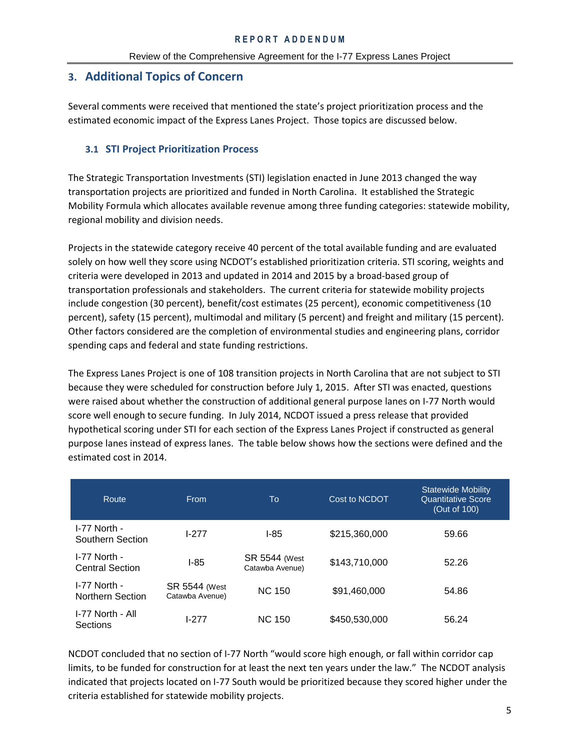## 3. Additional Topics of Concern

Several comments were received that mentioned the state's project prioritization process and the estimated economic impact of the Express Lanes Project. Those topics are discussed below.

### 3.1 STI Project Prioritization Process

The Strategic Transportation Investments (STI) legislation enacted in June 2013 changed the way transportation projects are prioritized and funded in North Carolina. It established the Strategic Mobility Formula which allocates available revenue among three funding categories: statewide mobility, regional mobility and division needs.

Projects in the statewide category receive 40 percent of the total available funding and are evaluated solely on how well they score using NCDOT's established prioritization criteria. STI scoring, weights and criteria were developed in 2013 and updated in 2014 and 2015 by a broad-based group of transportation professionals and stakeholders. The current criteria for statewide mobility projects include congestion (30 percent), benefit/cost estimates (25 percent), economic competitiveness (10 percent), safety (15 percent), multimodal and military (5 percent) and freight and military (15 percent). Other factors considered are the completion of environmental studies and engineering plans, corridor spending caps and federal and state funding restrictions.

The Express Lanes Project is one of 108 transition projects in North Carolina that are not subject to STI because they were scheduled for construction before July 1, 2015. After STI was enacted, questions were raised about whether the construction of additional general purpose lanes on I-77 North would score well enough to secure funding. In July 2014, NCDOT issued a press release that provided hypothetical scoring under STI for each section of the Express Lanes Project if constructed as general purpose lanes instead of express lanes. The table below shows how the sections were defined and the estimated cost in 2014.

| Route | From | To | Cost to NCDOT | Statewide Mobility Quantitative Score (Out of 100) |
|---|---|---|---|---|
| I-77 North - Southern Section | I-277 | I-85 | $215,360,000 | 59.66 |
| I-77 North - Central Section | I-85 | SR 5544 (West Catawba Avenue) | $143,710,000 | 52.26 |
| I-77 North - Northern Section | SR 5544 (West Catawba Avenue) | NC 150 | $91,460,000 | 54.86 |
| I-77 North - All Sections | I-277 | NC 150 | $450,530,000 | 56.24 |

NCDOT concluded that no section of I-77 North "would score high enough, or fall within corridor cap limits, to be funded for construction for at least the next ten years under the law." The NCDOT analysis indicated that projects located on I-77 South would be prioritized because they scored higher under the criteria established for statewide mobility projects.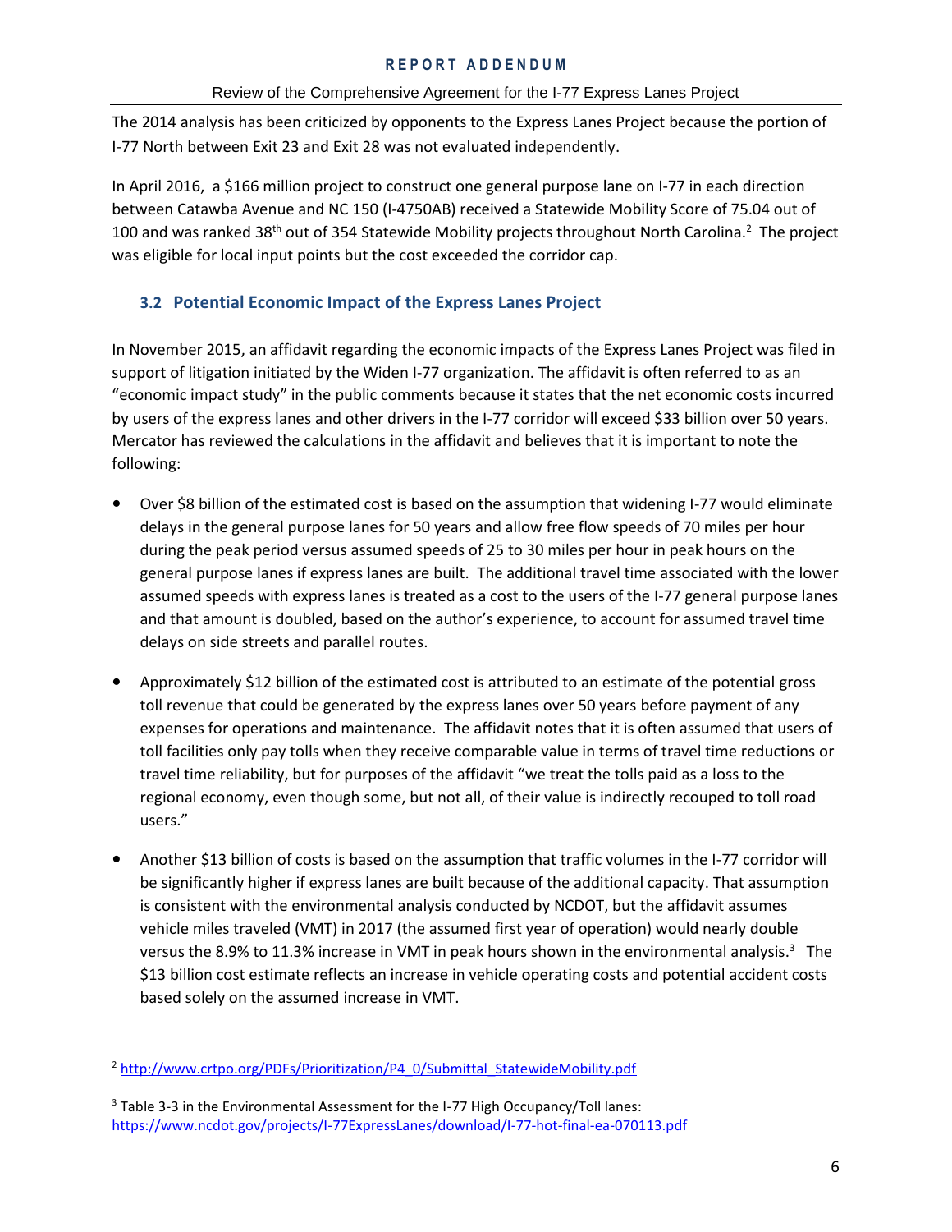The 2014 analysis has been criticized by opponents to the Express Lanes Project because the portion of I-77 North between Exit 23 and Exit 28 was not evaluated independently.

In April 2016, a $166 million project to construct one general purpose lane on I-77 in each direction between Catawba Avenue and NC 150 (I-4750AB) received a Statewide Mobility Score of 75.04 out of 100 and was ranked 38th out of 354 Statewide Mobility projects throughout North Carolina.[2] The project was eligible for local input points but the cost exceeded the corridor cap.

### 3.2 Potential Economic Impact of the Express Lanes Project

In November 2015, an affidavit regarding the economic impacts of the Express Lanes Project was filed in support of litigation initiated by the Widen I-77 organization. The affidavit is often referred to as an "economic impact study" in the public comments because it states that the net economic costs incurred by users of the express lanes and other drivers in the I-77 corridor will exceed $33 billion over 50 years. Mercator has reviewed the calculations in the affidavit and believes that it is important to note the following:

- Over $8 billion of the estimated cost is based on the assumption that widening I-77 would eliminate delays in the general purpose lanes for 50 years and allow free flow speeds of 70 miles per hour during the peak period versus assumed speeds of 25 to 30 miles per hour in peak hours on the general purpose lanes if express lanes are built. The additional travel time associated with the lower assumed speeds with express lanes is treated as a cost to the users of the I-77 general purpose lanes and that amount is doubled, based on the author's experience, to account for assumed travel time delays on side streets and parallel routes.

- Approximately $12 billion of the estimated cost is attributed to an estimate of the potential gross toll revenue that could be generated by the express lanes over 50 years before payment of any expenses for operations and maintenance. The affidavit notes that it is often assumed that users of toll facilities only pay tolls when they receive comparable value in terms of travel time reductions or travel time reliability, but for purposes of the affidavit "we treat the tolls paid as a loss to the regional economy, even though some, but not all, of their value is indirectly recouped to toll road users."

- Another $13 billion of costs is based on the assumption that traffic volumes in the I-77 corridor will be significantly higher if express lanes are built because of the additional capacity. That assumption is consistent with the environmental analysis conducted by NCDOT, but the affidavit assumes vehicle miles traveled (VMT) in 2017 (the assumed first year of operation) would nearly double versus the 8.9% to 11.3% increase in VMT in peak hours shown in the environmental analysis.[3] The $13 billion cost estimate reflects an increase in vehicle operating costs and potential accident costs based solely on the assumed increase in VMT.

---

[2] http://www.crtpo.org/PDFs/Prioritization/P4_0/Submittal_StatewideMobility.pdf

[3] Table 3-3 in the Environmental Assessment for the I-77 High Occupancy/Toll lanes: https://www.ncdot.gov/projects/I-77ExpressLanes/download/I-77-hot-final-ea-070113.pdf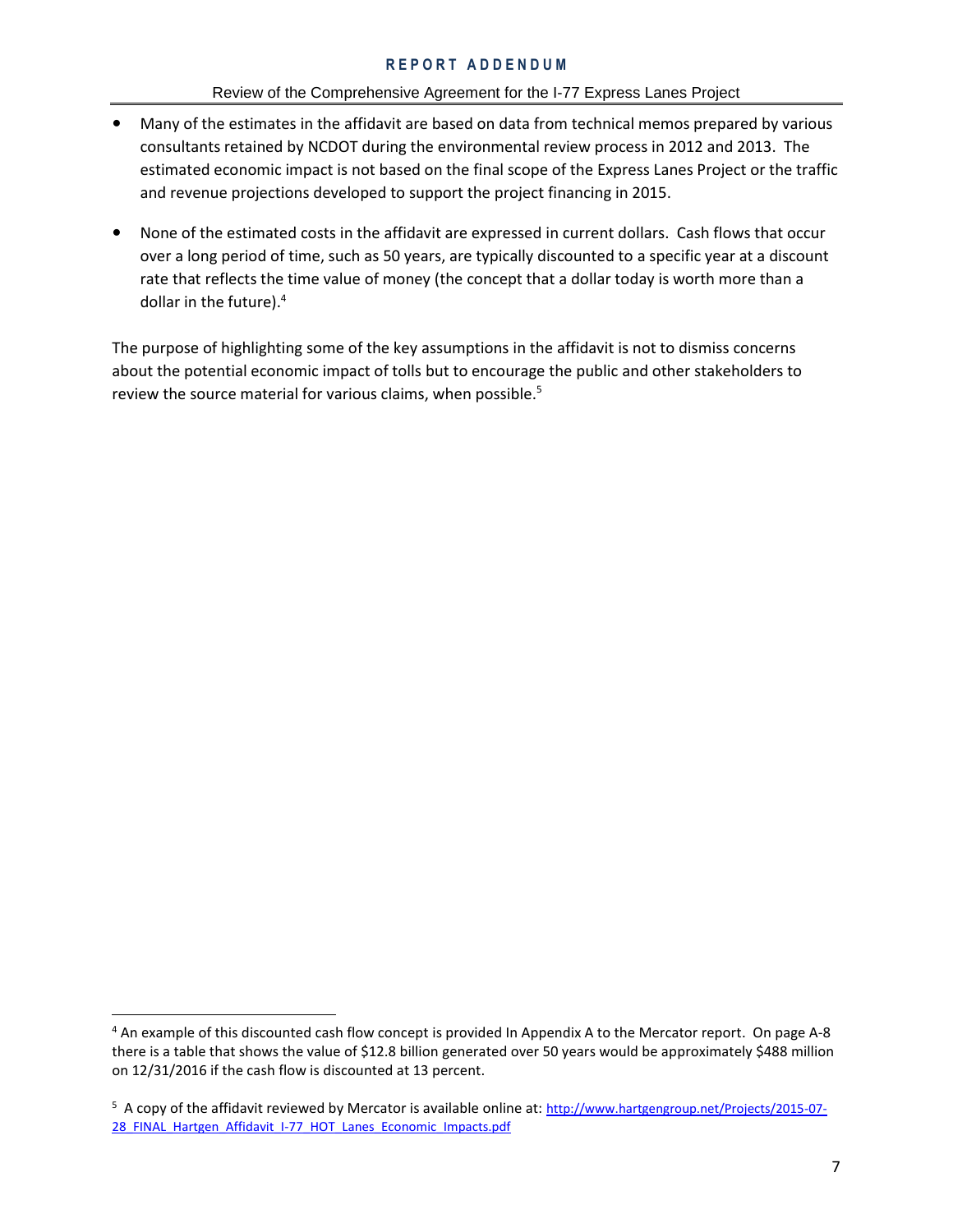- Many of the estimates in the affidavit are based on data from technical memos prepared by various consultants retained by NCDOT during the environmental review process in 2012 and 2013. The estimated economic impact is not based on the final scope of the Express Lanes Project or the traffic and revenue projections developed to support the project financing in 2015.

- None of the estimated costs in the affidavit are expressed in current dollars. Cash flows that occur over a long period of time, such as 50 years, are typically discounted to a specific year at a discount rate that reflects the time value of money (the concept that a dollar today is worth more than a dollar in the future).[4]

The purpose of highlighting some of the key assumptions in the affidavit is not to dismiss concerns about the potential economic impact of tolls but to encourage the public and other stakeholders to review the source material for various claims, when possible.[5]

---

[4] An example of this discounted cash flow concept is provided In Appendix A to the Mercator report. On page A-8 there is a table that shows the value of $12.8 billion generated over 50 years would be approximately $488 million on 12/31/2016 if the cash flow is discounted at 13 percent.

[5] A copy of the affidavit reviewed by Mercator is available online at: http://www.hartgengroup.net/Projects/2015-07-28_FINAL_Hartgen_Affidavit_I-77_HOT_Lanes_Economic_Impacts.pdf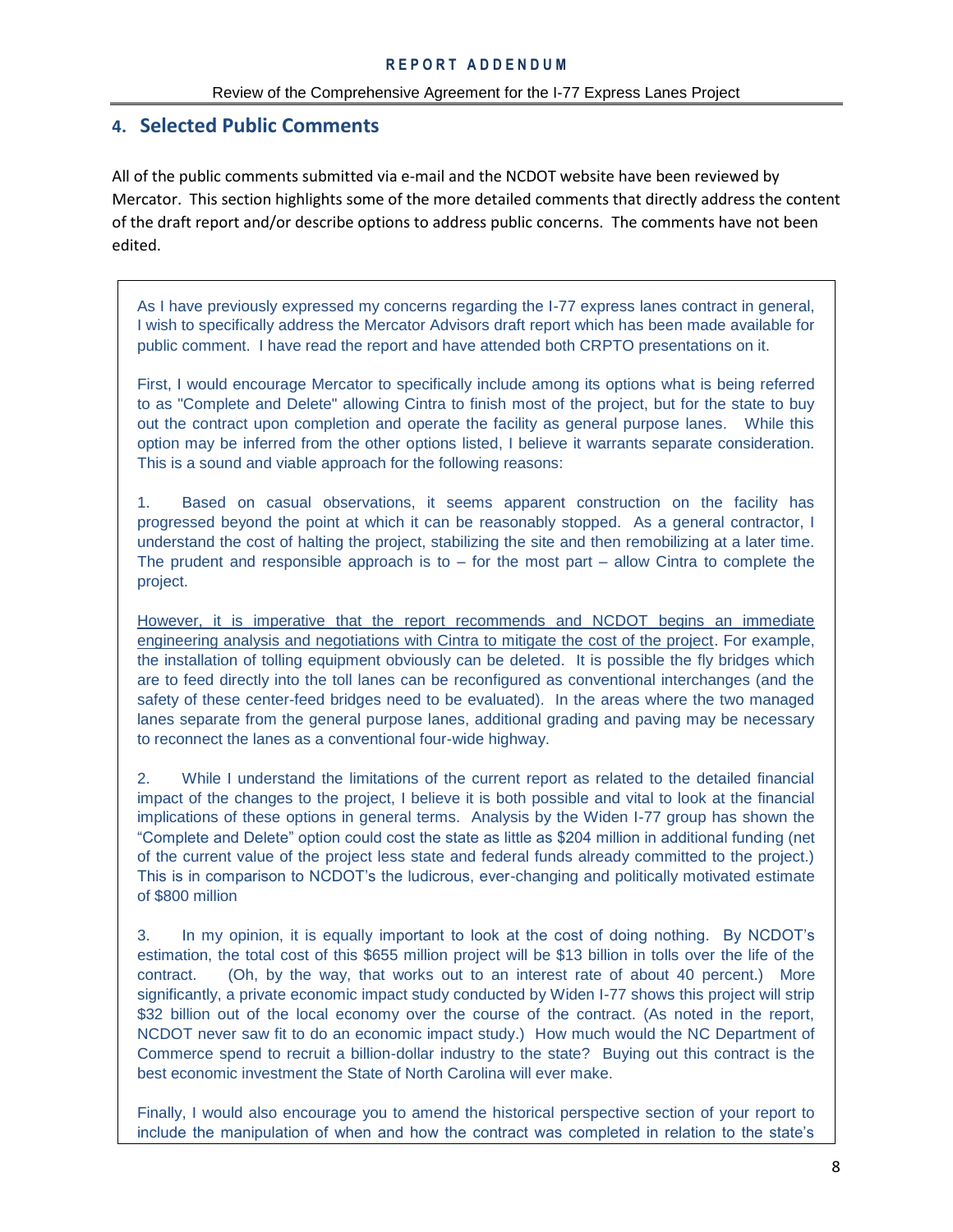## 4. Selected Public Comments

All of the public comments submitted via e-mail and the NCDOT website have been reviewed by Mercator. This section highlights some of the more detailed comments that directly address the content of the draft report and/or describe options to address public concerns. The comments have not been edited.

> As I have previously expressed my concerns regarding the I-77 express lanes contract in general, I wish to specifically address the Mercator Advisors draft report which has been made available for public comment. I have read the report and have attended both CRPTO presentations on it.
>
> First, I would encourage Mercator to specifically include among its options what is being referred to as "Complete and Delete" allowing Cintra to finish most of the project, but for the state to buy out the contract upon completion and operate the facility as general purpose lanes. While this option may be inferred from the other options listed, I believe it warrants separate consideration. This is a sound and viable approach for the following reasons:
>
> 1. Based on casual observations, it seems apparent construction on the facility has progressed beyond the point at which it can be reasonably stopped. As a general contractor, I understand the cost of halting the project, stabilizing the site and then remobilizing at a later time. The prudent and responsible approach is to – for the most part – allow Cintra to complete the project.
>
> <u>However, it is imperative that the report recommends and NCDOT begins an immediate engineering analysis and negotiations with Cintra to mitigate the cost of the project</u>. For example, the installation of tolling equipment obviously can be deleted. It is possible the fly bridges which are to feed directly into the toll lanes can be reconfigured as conventional interchanges (and the safety of these center-feed bridges need to be evaluated). In the areas where the two managed lanes separate from the general purpose lanes, additional grading and paving may be necessary to reconnect the lanes as a conventional four-wide highway.
>
> 2. While I understand the limitations of the current report as related to the detailed financial impact of the changes to the project, I believe it is both possible and vital to look at the financial implications of these options in general terms. Analysis by the Widen I-77 group has shown the "Complete and Delete" option could cost the state as little as $204 million in additional funding (net of the current value of the project less state and federal funds already committed to the project.) This is in comparison to NCDOT's the ludicrous, ever-changing and politically motivated estimate of $800 million
>
> 3. In my opinion, it is equally important to look at the cost of doing nothing. By NCDOT's estimation, the total cost of this $655 million project will be $13 billion in tolls over the life of the contract. (Oh, by the way, that works out to an interest rate of about 40 percent.) More significantly, a private economic impact study conducted by Widen I-77 shows this project will strip $32 billion out of the local economy over the course of the contract. (As noted in the report, NCDOT never saw fit to do an economic impact study.) How much would the NC Department of Commerce spend to recruit a billion-dollar industry to the state? Buying out this contract is the best economic investment the State of North Carolina will ever make.
>
> Finally, I would also encourage you to amend the historical perspective section of your report to include the manipulation of when and how the contract was completed in relation to the state's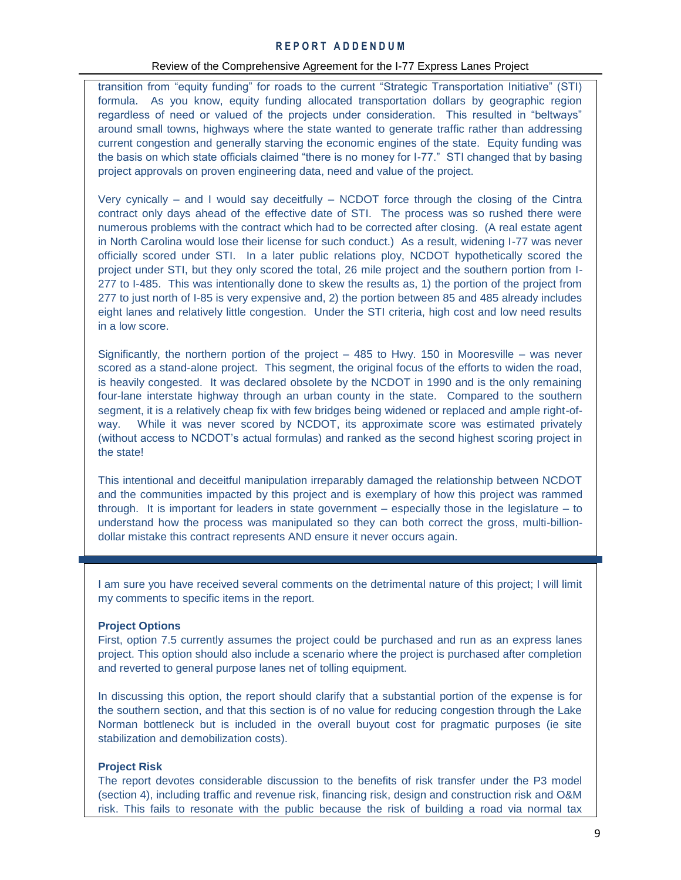transition from "equity funding" for roads to the current "Strategic Transportation Initiative" (STI) formula. As you know, equity funding allocated transportation dollars by geographic region regardless of need or valued of the projects under consideration. This resulted in "beltways" around small towns, highways where the state wanted to generate traffic rather than addressing current congestion and generally starving the economic engines of the state. Equity funding was the basis on which state officials claimed "there is no money for I-77." STI changed that by basing project approvals on proven engineering data, need and value of the project.

Very cynically – and I would say deceitfully – NCDOT force through the closing of the Cintra contract only days ahead of the effective date of STI. The process was so rushed there were numerous problems with the contract which had to be corrected after closing. (A real estate agent in North Carolina would lose their license for such conduct.) As a result, widening I-77 was never officially scored under STI. In a later public relations ploy, NCDOT hypothetically scored the project under STI, but they only scored the total, 26 mile project and the southern portion from I-277 to I-485. This was intentionally done to skew the results as, 1) the portion of the project from 277 to just north of I-85 is very expensive and, 2) the portion between 85 and 485 already includes eight lanes and relatively little congestion. Under the STI criteria, high cost and low need results in a low score.

Significantly, the northern portion of the project – 485 to Hwy. 150 in Mooresville – was never scored as a stand-alone project. This segment, the original focus of the efforts to widen the road, is heavily congested. It was declared obsolete by the NCDOT in 1990 and is the only remaining four-lane interstate highway through an urban county in the state. Compared to the southern segment, it is a relatively cheap fix with few bridges being widened or replaced and ample right-of-way. While it was never scored by NCDOT, its approximate score was estimated privately (without access to NCDOT's actual formulas) and ranked as the second highest scoring project in the state!

This intentional and deceitful manipulation irreparably damaged the relationship between NCDOT and the communities impacted by this project and is exemplary of how this project was rammed through. It is important for leaders in state government – especially those in the legislature – to understand how the process was manipulated so they can both correct the gross, multi-billion-dollar mistake this contract represents AND ensure it never occurs again.

---

I am sure you have received several comments on the detrimental nature of this project; I will limit my comments to specific items in the report.

**Project Options**

First, option 7.5 currently assumes the project could be purchased and run as an express lanes project. This option should also include a scenario where the project is purchased after completion and reverted to general purpose lanes net of tolling equipment.

In discussing this option, the report should clarify that a substantial portion of the expense is for the southern section, and that this section is of no value for reducing congestion through the Lake Norman bottleneck but is included in the overall buyout cost for pragmatic purposes (ie site stabilization and demobilization costs).

**Project Risk**

The report devotes considerable discussion to the benefits of risk transfer under the P3 model (section 4), including traffic and revenue risk, financing risk, design and construction risk and O&M risk. This fails to resonate with the public because the risk of building a road via normal tax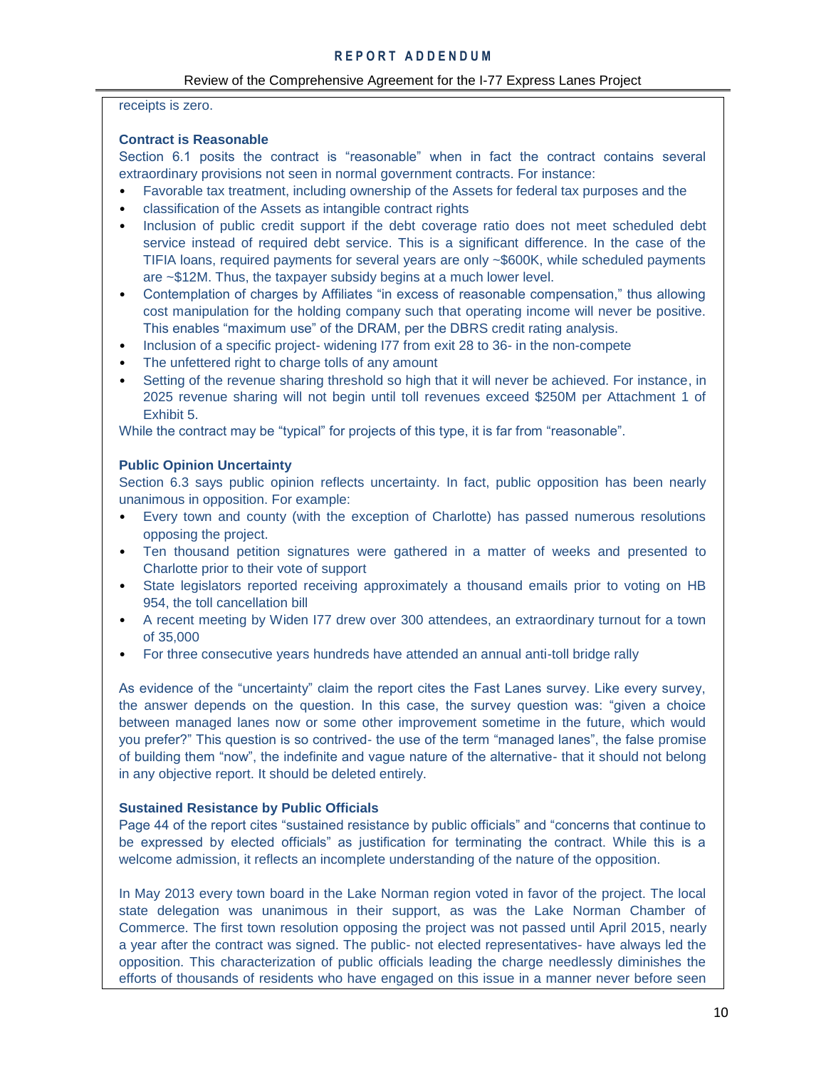receipts is zero.

**Contract is Reasonable**

Section 6.1 posits the contract is "reasonable" when in fact the contract contains several extraordinary provisions not seen in normal government contracts. For instance:

- Favorable tax treatment, including ownership of the Assets for federal tax purposes and the
- classification of the Assets as intangible contract rights
- Inclusion of public credit support if the debt coverage ratio does not meet scheduled debt service instead of required debt service. This is a significant difference. In the case of the TIFIA loans, required payments for several years are only ~$600K, while scheduled payments are ~$12M. Thus, the taxpayer subsidy begins at a much lower level.
- Contemplation of charges by Affiliates "in excess of reasonable compensation," thus allowing cost manipulation for the holding company such that operating income will never be positive. This enables "maximum use" of the DRAM, per the DBRS credit rating analysis.
- Inclusion of a specific project- widening I77 from exit 28 to 36- in the non-compete
- The unfettered right to charge tolls of any amount
- Setting of the revenue sharing threshold so high that it will never be achieved. For instance, in 2025 revenue sharing will not begin until toll revenues exceed $250M per Attachment 1 of Exhibit 5.

While the contract may be "typical" for projects of this type, it is far from "reasonable".

**Public Opinion Uncertainty**

Section 6.3 says public opinion reflects uncertainty. In fact, public opposition has been nearly unanimous in opposition. For example:

- Every town and county (with the exception of Charlotte) has passed numerous resolutions opposing the project.
- Ten thousand petition signatures were gathered in a matter of weeks and presented to Charlotte prior to their vote of support
- State legislators reported receiving approximately a thousand emails prior to voting on HB 954, the toll cancellation bill
- A recent meeting by Widen I77 drew over 300 attendees, an extraordinary turnout for a town of 35,000
- For three consecutive years hundreds have attended an annual anti-toll bridge rally

As evidence of the "uncertainty" claim the report cites the Fast Lanes survey. Like every survey, the answer depends on the question. In this case, the survey question was: "given a choice between managed lanes now or some other improvement sometime in the future, which would you prefer?" This question is so contrived- the use of the term "managed lanes", the false promise of building them "now", the indefinite and vague nature of the alternative- that it should not belong in any objective report. It should be deleted entirely.

**Sustained Resistance by Public Officials**

Page 44 of the report cites "sustained resistance by public officials" and "concerns that continue to be expressed by elected officials" as justification for terminating the contract. While this is a welcome admission, it reflects an incomplete understanding of the nature of the opposition.

In May 2013 every town board in the Lake Norman region voted in favor of the project. The local state delegation was unanimous in their support, as was the Lake Norman Chamber of Commerce. The first town resolution opposing the project was not passed until April 2015, nearly a year after the contract was signed. The public- not elected representatives- have always led the opposition. This characterization of public officials leading the charge needlessly diminishes the efforts of thousands of residents who have engaged on this issue in a manner never before seen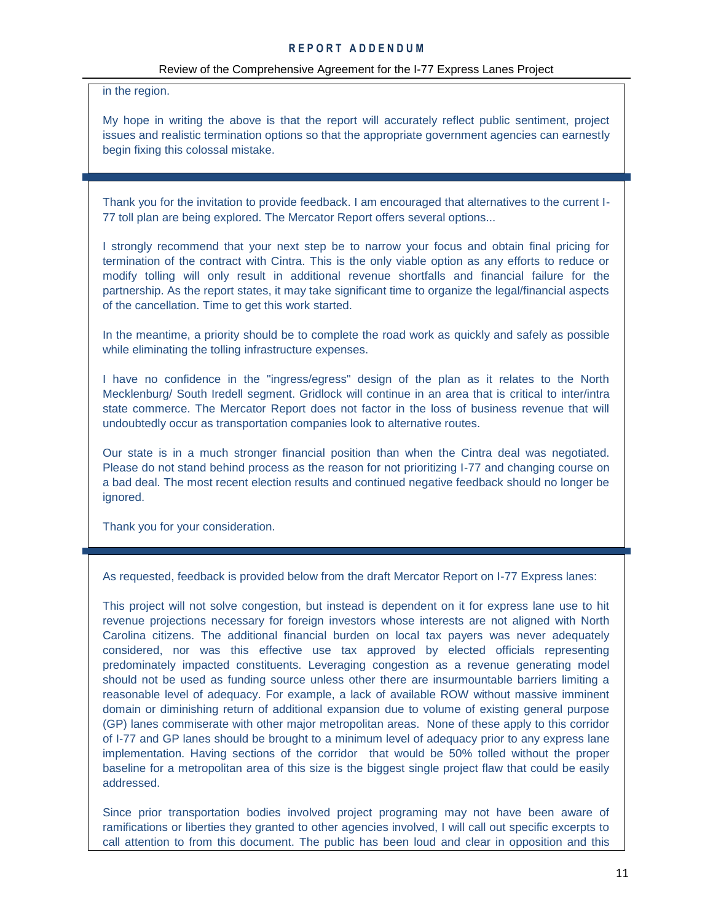in the region.

My hope in writing the above is that the report will accurately reflect public sentiment, project issues and realistic termination options so that the appropriate government agencies can earnestly begin fixing this colossal mistake.

---

Thank you for the invitation to provide feedback. I am encouraged that alternatives to the current I-77 toll plan are being explored. The Mercator Report offers several options...

I strongly recommend that your next step be to narrow your focus and obtain final pricing for termination of the contract with Cintra. This is the only viable option as any efforts to reduce or modify tolling will only result in additional revenue shortfalls and financial failure for the partnership. As the report states, it may take significant time to organize the legal/financial aspects of the cancellation. Time to get this work started.

In the meantime, a priority should be to complete the road work as quickly and safely as possible while eliminating the tolling infrastructure expenses.

I have no confidence in the "ingress/egress" design of the plan as it relates to the North Mecklenburg/ South Iredell segment. Gridlock will continue in an area that is critical to inter/intra state commerce. The Mercator Report does not factor in the loss of business revenue that will undoubtedly occur as transportation companies look to alternative routes.

Our state is in a much stronger financial position than when the Cintra deal was negotiated. Please do not stand behind process as the reason for not prioritizing I-77 and changing course on a bad deal. The most recent election results and continued negative feedback should no longer be ignored.

Thank you for your consideration.

---

As requested, feedback is provided below from the draft Mercator Report on I-77 Express lanes:

This project will not solve congestion, but instead is dependent on it for express lane use to hit revenue projections necessary for foreign investors whose interests are not aligned with North Carolina citizens. The additional financial burden on local tax payers was never adequately considered, nor was this effective use tax approved by elected officials representing predominately impacted constituents. Leveraging congestion as a revenue generating model should not be used as funding source unless other there are insurmountable barriers limiting a reasonable level of adequacy. For example, a lack of available ROW without massive imminent domain or diminishing return of additional expansion due to volume of existing general purpose (GP) lanes commiserate with other major metropolitan areas. None of these apply to this corridor of I-77 and GP lanes should be brought to a minimum level of adequacy prior to any express lane implementation. Having sections of the corridor that would be 50% tolled without the proper baseline for a metropolitan area of this size is the biggest single project flaw that could be easily addressed.

Since prior transportation bodies involved project programing may not have been aware of ramifications or liberties they granted to other agencies involved, I will call out specific excerpts to call attention to from this document. The public has been loud and clear in opposition and this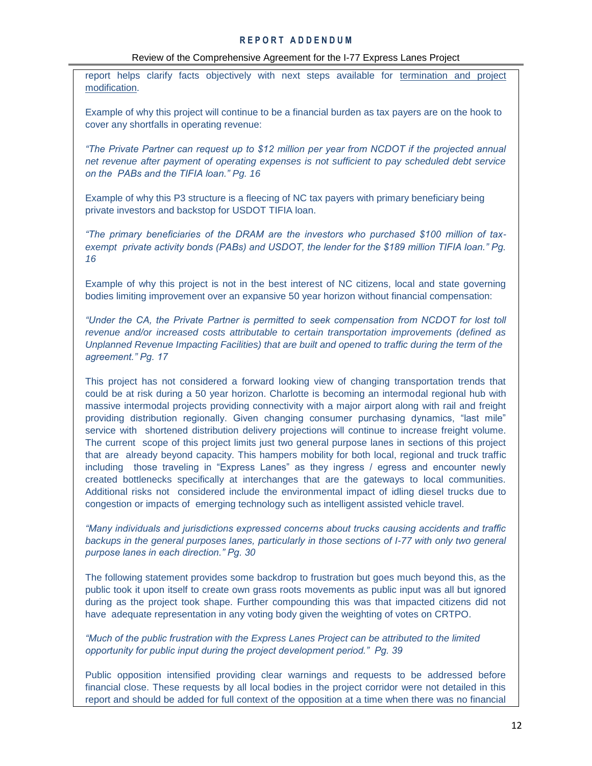report helps clarify facts objectively with next steps available for termination and project modification.

Example of why this project will continue to be a financial burden as tax payers are on the hook to cover any shortfalls in operating revenue:

*"The Private Partner can request up to $12 million per year from NCDOT if the projected annual net revenue after payment of operating expenses is not sufficient to pay scheduled debt service on the PABs and the TIFIA loan." Pg. 16*

Example of why this P3 structure is a fleecing of NC tax payers with primary beneficiary being private investors and backstop for USDOT TIFIA loan.

*"The primary beneficiaries of the DRAM are the investors who purchased $100 million of tax-exempt private activity bonds (PABs) and USDOT, the lender for the $189 million TIFIA loan." Pg. 16*

Example of why this project is not in the best interest of NC citizens, local and state governing bodies limiting improvement over an expansive 50 year horizon without financial compensation:

*"Under the CA, the Private Partner is permitted to seek compensation from NCDOT for lost toll revenue and/or increased costs attributable to certain transportation improvements (defined as Unplanned Revenue Impacting Facilities) that are built and opened to traffic during the term of the agreement." Pg. 17*

This project has not considered a forward looking view of changing transportation trends that could be at risk during a 50 year horizon. Charlotte is becoming an intermodal regional hub with massive intermodal projects providing connectivity with a major airport along with rail and freight providing distribution regionally. Given changing consumer purchasing dynamics, "last mile" service with shortened distribution delivery projections will continue to increase freight volume. The current scope of this project limits just two general purpose lanes in sections of this project that are already beyond capacity. This hampers mobility for both local, regional and truck traffic including those traveling in "Express Lanes" as they ingress / egress and encounter newly created bottlenecks specifically at interchanges that are the gateways to local communities. Additional risks not considered include the environmental impact of idling diesel trucks due to congestion or impacts of emerging technology such as intelligent assisted vehicle travel.

*"Many individuals and jurisdictions expressed concerns about trucks causing accidents and traffic backups in the general purposes lanes, particularly in those sections of I-77 with only two general purpose lanes in each direction." Pg. 30*

The following statement provides some backdrop to frustration but goes much beyond this, as the public took it upon itself to create own grass roots movements as public input was all but ignored during as the project took shape. Further compounding this was that impacted citizens did not have adequate representation in any voting body given the weighting of votes on CRTPO.

*"Much of the public frustration with the Express Lanes Project can be attributed to the limited opportunity for public input during the project development period." Pg. 39*

Public opposition intensified providing clear warnings and requests to be addressed before financial close. These requests by all local bodies in the project corridor were not detailed in this report and should be added for full context of the opposition at a time when there was no financial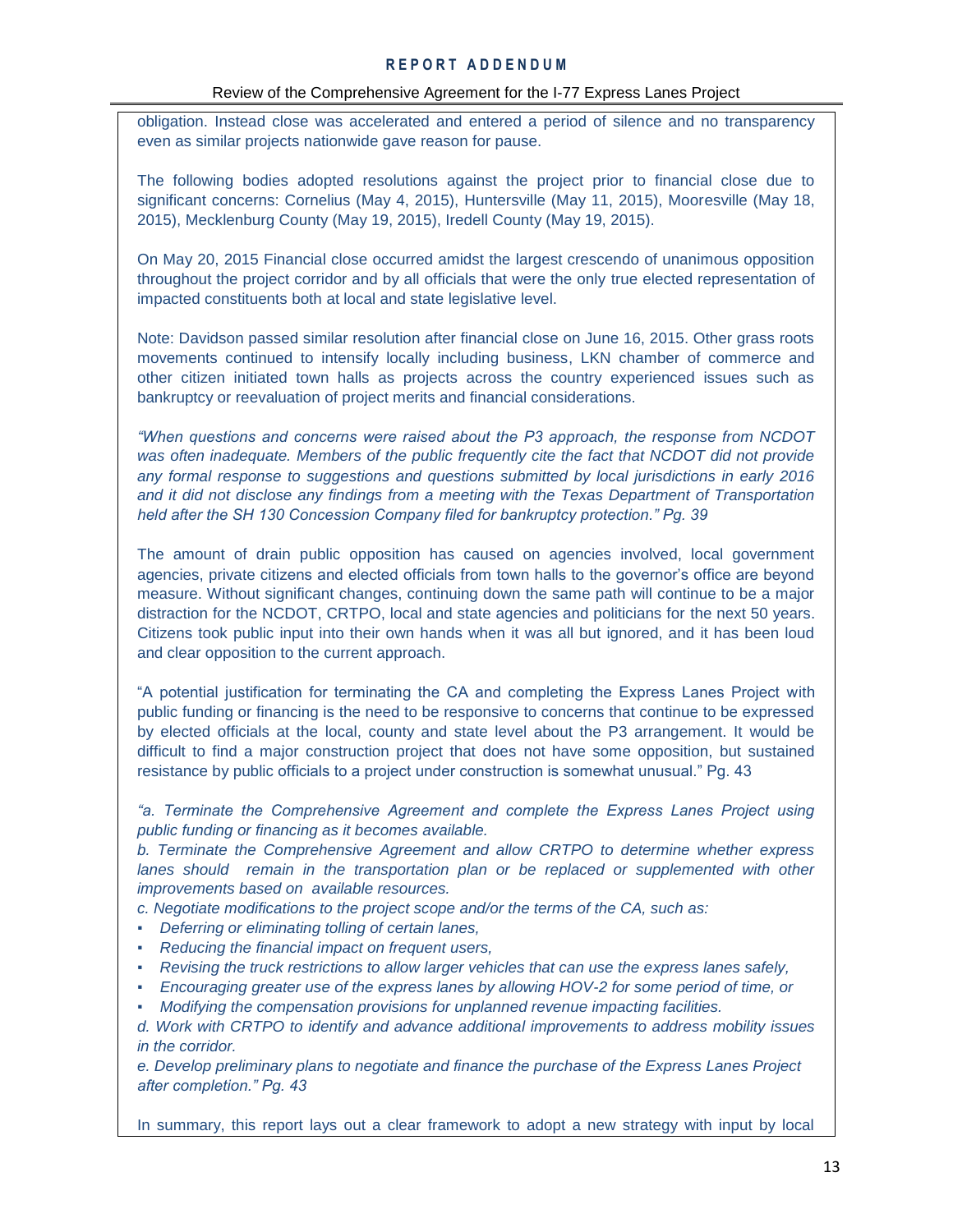obligation. Instead close was accelerated and entered a period of silence and no transparency even as similar projects nationwide gave reason for pause.

The following bodies adopted resolutions against the project prior to financial close due to significant concerns: Cornelius (May 4, 2015), Huntersville (May 11, 2015), Mooresville (May 18, 2015), Mecklenburg County (May 19, 2015), Iredell County (May 19, 2015).

On May 20, 2015 Financial close occurred amidst the largest crescendo of unanimous opposition throughout the project corridor and by all officials that were the only true elected representation of impacted constituents both at local and state legislative level.

Note: Davidson passed similar resolution after financial close on June 16, 2015. Other grass roots movements continued to intensify locally including business, LKN chamber of commerce and other citizen initiated town halls as projects across the country experienced issues such as bankruptcy or reevaluation of project merits and financial considerations.

*"When questions and concerns were raised about the P3 approach, the response from NCDOT was often inadequate. Members of the public frequently cite the fact that NCDOT did not provide any formal response to suggestions and questions submitted by local jurisdictions in early 2016 and it did not disclose any findings from a meeting with the Texas Department of Transportation held after the SH 130 Concession Company filed for bankruptcy protection." Pg. 39*

The amount of drain public opposition has caused on agencies involved, local government agencies, private citizens and elected officials from town halls to the governor's office are beyond measure. Without significant changes, continuing down the same path will continue to be a major distraction for the NCDOT, CRTPO, local and state agencies and politicians for the next 50 years. Citizens took public input into their own hands when it was all but ignored, and it has been loud and clear opposition to the current approach.

"A potential justification for terminating the CA and completing the Express Lanes Project with public funding or financing is the need to be responsive to concerns that continue to be expressed by elected officials at the local, county and state level about the P3 arrangement. It would be difficult to find a major construction project that does not have some opposition, but sustained resistance by public officials to a project under construction is somewhat unusual." Pg. 43

*"a. Terminate the Comprehensive Agreement and complete the Express Lanes Project using public funding or financing as it becomes available.*
*b. Terminate the Comprehensive Agreement and allow CRTPO to determine whether express lanes should remain in the transportation plan or be replaced or supplemented with other improvements based on available resources.*
*c. Negotiate modifications to the project scope and/or the terms of the CA, such as:*

- *Deferring or eliminating tolling of certain lanes,*
- *Reducing the financial impact on frequent users,*
- *Revising the truck restrictions to allow larger vehicles that can use the express lanes safely,*
- *Encouraging greater use of the express lanes by allowing HOV-2 for some period of time, or*
- *Modifying the compensation provisions for unplanned revenue impacting facilities.*

*d. Work with CRTPO to identify and advance additional improvements to address mobility issues in the corridor.*
*e. Develop preliminary plans to negotiate and finance the purchase of the Express Lanes Project after completion." Pg. 43*

In summary, this report lays out a clear framework to adopt a new strategy with input by local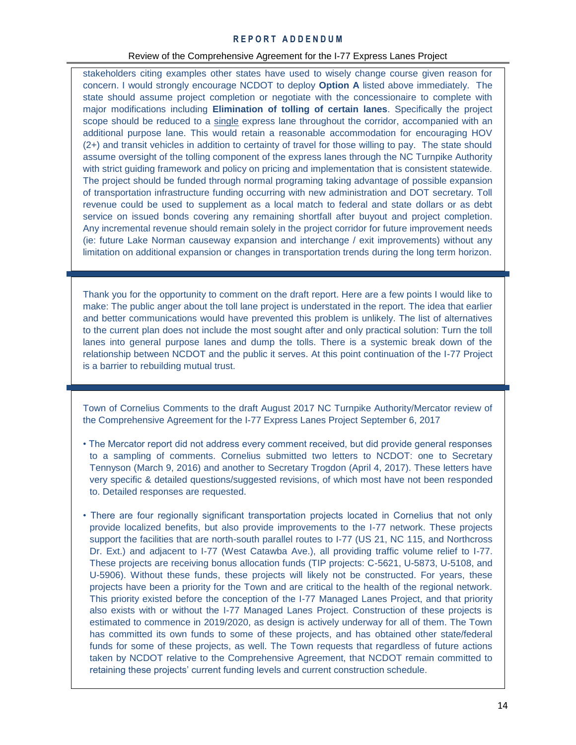stakeholders citing examples other states have used to wisely change course given reason for concern. I would strongly encourage NCDOT to deploy **Option A** listed above immediately. The state should assume project completion or negotiate with the concessionaire to complete with major modifications including **Elimination of tolling of certain lanes**. Specifically the project scope should be reduced to a single express lane throughout the corridor, accompanied with an additional purpose lane. This would retain a reasonable accommodation for encouraging HOV (2+) and transit vehicles in addition to certainty of travel for those willing to pay. The state should assume oversight of the tolling component of the express lanes through the NC Turnpike Authority with strict guiding framework and policy on pricing and implementation that is consistent statewide. The project should be funded through normal programing taking advantage of possible expansion of transportation infrastructure funding occurring with new administration and DOT secretary. Toll revenue could be used to supplement as a local match to federal and state dollars or as debt service on issued bonds covering any remaining shortfall after buyout and project completion. Any incremental revenue should remain solely in the project corridor for future improvement needs (ie: future Lake Norman causeway expansion and interchange / exit improvements) without any limitation on additional expansion or changes in transportation trends during the long term horizon.

---

Thank you for the opportunity to comment on the draft report. Here are a few points I would like to make: The public anger about the toll lane project is understated in the report. The idea that earlier and better communications would have prevented this problem is unlikely. The list of alternatives to the current plan does not include the most sought after and only practical solution: Turn the toll lanes into general purpose lanes and dump the tolls. There is a systemic break down of the relationship between NCDOT and the public it serves. At this point continuation of the I-77 Project is a barrier to rebuilding mutual trust.

---

Town of Cornelius Comments to the draft August 2017 NC Turnpike Authority/Mercator review of the Comprehensive Agreement for the I-77 Express Lanes Project September 6, 2017

- The Mercator report did not address every comment received, but did provide general responses to a sampling of comments. Cornelius submitted two letters to NCDOT: one to Secretary Tennyson (March 9, 2016) and another to Secretary Trogdon (April 4, 2017). These letters have very specific & detailed questions/suggested revisions, of which most have not been responded to. Detailed responses are requested.

- There are four regionally significant transportation projects located in Cornelius that not only provide localized benefits, but also provide improvements to the I-77 network. These projects support the facilities that are north-south parallel routes to I-77 (US 21, NC 115, and Northcross Dr. Ext.) and adjacent to I-77 (West Catawba Ave.), all providing traffic volume relief to I-77. These projects are receiving bonus allocation funds (TIP projects: C-5621, U-5873, U-5108, and U-5906). Without these funds, these projects will likely not be constructed. For years, these projects have been a priority for the Town and are critical to the health of the regional network. This priority existed before the conception of the I-77 Managed Lanes Project, and that priority also exists with or without the I-77 Managed Lanes Project. Construction of these projects is estimated to commence in 2019/2020, as design is actively underway for all of them. The Town has committed its own funds to some of these projects, and has obtained other state/federal funds for some of these projects, as well. The Town requests that regardless of future actions taken by NCDOT relative to the Comprehensive Agreement, that NCDOT remain committed to retaining these projects' current funding levels and current construction schedule.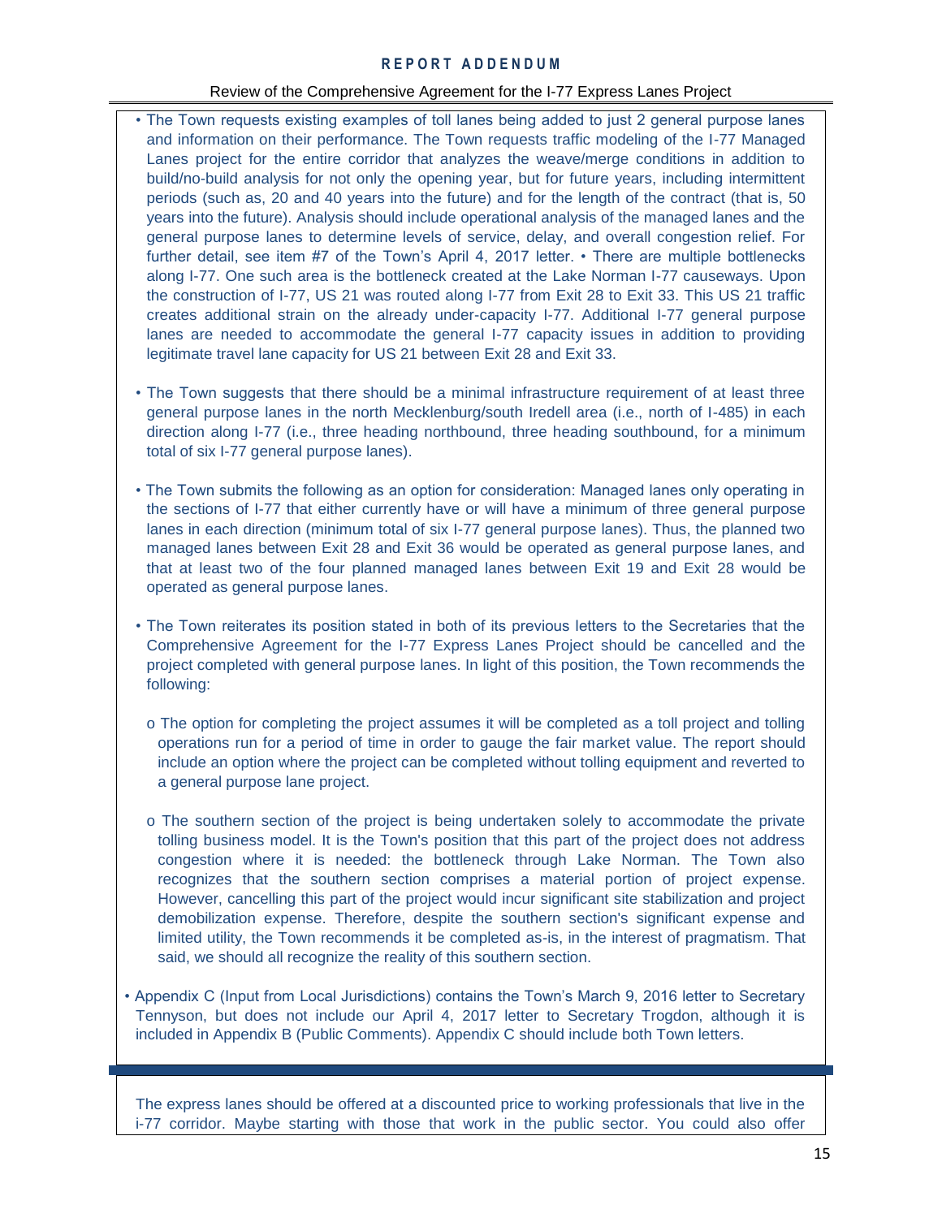- The Town requests existing examples of toll lanes being added to just 2 general purpose lanes and information on their performance. The Town requests traffic modeling of the I-77 Managed Lanes project for the entire corridor that analyzes the weave/merge conditions in addition to build/no-build analysis for not only the opening year, but for future years, including intermittent periods (such as, 20 and 40 years into the future) and for the length of the contract (that is, 50 years into the future). Analysis should include operational analysis of the managed lanes and the general purpose lanes to determine levels of service, delay, and overall congestion relief. For further detail, see item #7 of the Town's April 4, 2017 letter. • There are multiple bottlenecks along I-77. One such area is the bottleneck created at the Lake Norman I-77 causeways. Upon the construction of I-77, US 21 was routed along I-77 from Exit 28 to Exit 33. This US 21 traffic creates additional strain on the already under-capacity I-77. Additional I-77 general purpose lanes are needed to accommodate the general I-77 capacity issues in addition to providing legitimate travel lane capacity for US 21 between Exit 28 and Exit 33.

- The Town suggests that there should be a minimal infrastructure requirement of at least three general purpose lanes in the north Mecklenburg/south Iredell area (i.e., north of I-485) in each direction along I-77 (i.e., three heading northbound, three heading southbound, for a minimum total of six I-77 general purpose lanes).

- The Town submits the following as an option for consideration: Managed lanes only operating in the sections of I-77 that either currently have or will have a minimum of three general purpose lanes in each direction (minimum total of six I-77 general purpose lanes). Thus, the planned two managed lanes between Exit 28 and Exit 36 would be operated as general purpose lanes, and that at least two of the four planned managed lanes between Exit 19 and Exit 28 would be operated as general purpose lanes.

- The Town reiterates its position stated in both of its previous letters to the Secretaries that the Comprehensive Agreement for the I-77 Express Lanes Project should be cancelled and the project completed with general purpose lanes. In light of this position, the Town recommends the following:

  - The option for completing the project assumes it will be completed as a toll project and tolling operations run for a period of time in order to gauge the fair market value. The report should include an option where the project can be completed without tolling equipment and reverted to a general purpose lane project.

  - The southern section of the project is being undertaken solely to accommodate the private tolling business model. It is the Town's position that this part of the project does not address congestion where it is needed: the bottleneck through Lake Norman. The Town also recognizes that the southern section comprises a material portion of project expense. However, cancelling this part of the project would incur significant site stabilization and project demobilization expense. Therefore, despite the southern section's significant expense and limited utility, the Town recommends it be completed as-is, in the interest of pragmatism. That said, we should all recognize the reality of this southern section.

- Appendix C (Input from Local Jurisdictions) contains the Town's March 9, 2016 letter to Secretary Tennyson, but does not include our April 4, 2017 letter to Secretary Trogdon, although it is included in Appendix B (Public Comments). Appendix C should include both Town letters.

---

The express lanes should be offered at a discounted price to working professionals that live in the i-77 corridor. Maybe starting with those that work in the public sector. You could also offer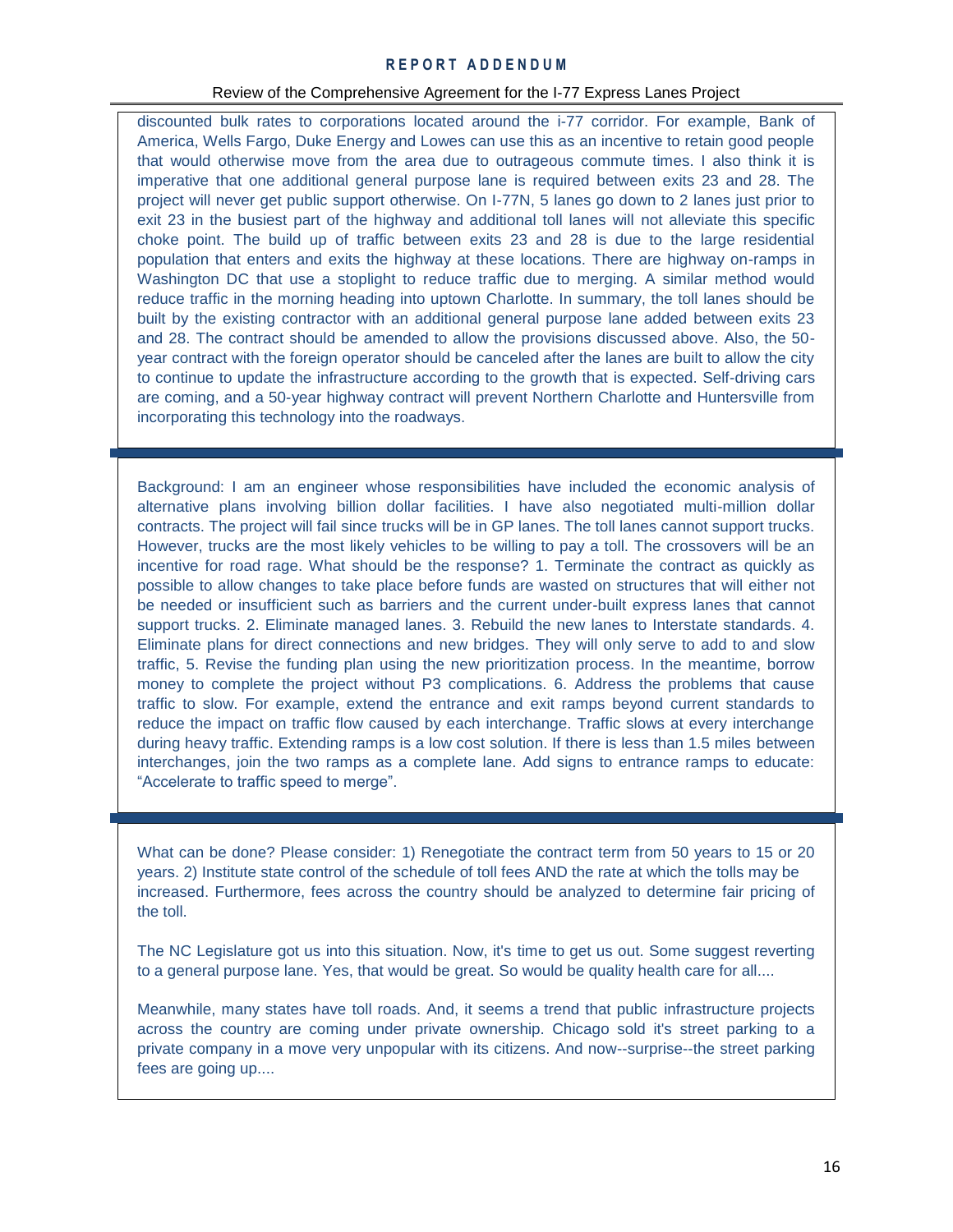discounted bulk rates to corporations located around the i-77 corridor. For example, Bank of America, Wells Fargo, Duke Energy and Lowes can use this as an incentive to retain good people that would otherwise move from the area due to outrageous commute times. I also think it is imperative that one additional general purpose lane is required between exits 23 and 28. The project will never get public support otherwise. On I-77N, 5 lanes go down to 2 lanes just prior to exit 23 in the busiest part of the highway and additional toll lanes will not alleviate this specific choke point. The build up of traffic between exits 23 and 28 is due to the large residential population that enters and exits the highway at these locations. There are highway on-ramps in Washington DC that use a stoplight to reduce traffic due to merging. A similar method would reduce traffic in the morning heading into uptown Charlotte. In summary, the toll lanes should be built by the existing contractor with an additional general purpose lane added between exits 23 and 28. The contract should be amended to allow the provisions discussed above. Also, the 50-year contract with the foreign operator should be canceled after the lanes are built to allow the city to continue to update the infrastructure according to the growth that is expected. Self-driving cars are coming, and a 50-year highway contract will prevent Northern Charlotte and Huntersville from incorporating this technology into the roadways.

---

Background: I am an engineer whose responsibilities have included the economic analysis of alternative plans involving billion dollar facilities. I have also negotiated multi-million dollar contracts. The project will fail since trucks will be in GP lanes. The toll lanes cannot support trucks. However, trucks are the most likely vehicles to be willing to pay a toll. The crossovers will be an incentive for road rage. What should be the response? 1. Terminate the contract as quickly as possible to allow changes to take place before funds are wasted on structures that will either not be needed or insufficient such as barriers and the current under-built express lanes that cannot support trucks. 2. Eliminate managed lanes. 3. Rebuild the new lanes to Interstate standards. 4. Eliminate plans for direct connections and new bridges. They will only serve to add to and slow traffic, 5. Revise the funding plan using the new prioritization process. In the meantime, borrow money to complete the project without P3 complications. 6. Address the problems that cause traffic to slow. For example, extend the entrance and exit ramps beyond current standards to reduce the impact on traffic flow caused by each interchange. Traffic slows at every interchange during heavy traffic. Extending ramps is a low cost solution. If there is less than 1.5 miles between interchanges, join the two ramps as a complete lane. Add signs to entrance ramps to educate: "Accelerate to traffic speed to merge".

---

What can be done? Please consider: 1) Renegotiate the contract term from 50 years to 15 or 20 years. 2) Institute state control of the schedule of toll fees AND the rate at which the tolls may be increased. Furthermore, fees across the country should be analyzed to determine fair pricing of the toll.

The NC Legislature got us into this situation. Now, it's time to get us out. Some suggest reverting to a general purpose lane. Yes, that would be great. So would be quality health care for all....

Meanwhile, many states have toll roads. And, it seems a trend that public infrastructure projects across the country are coming under private ownership. Chicago sold it's street parking to a private company in a move very unpopular with its citizens. And now--surprise--the street parking fees are going up....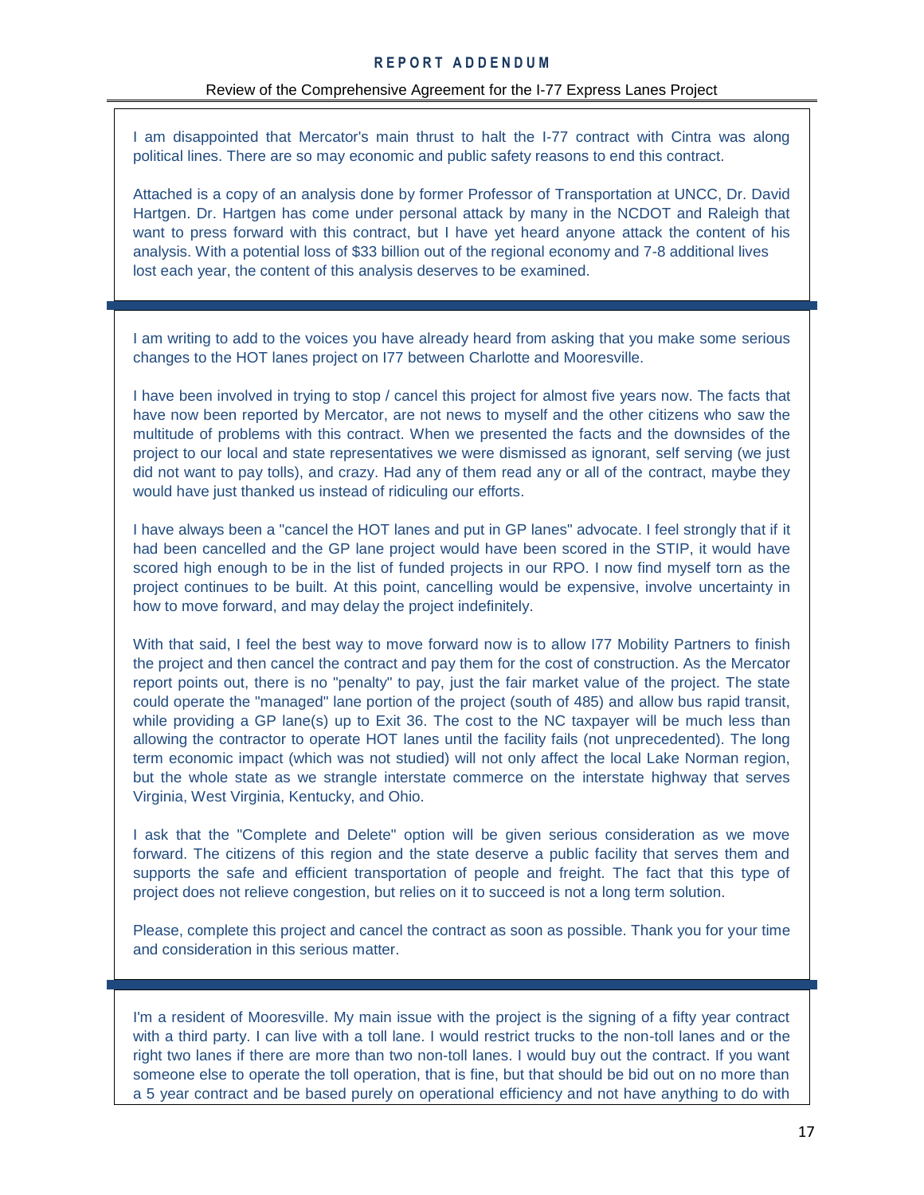I am disappointed that Mercator's main thrust to halt the I-77 contract with Cintra was along political lines. There are so may economic and public safety reasons to end this contract.

Attached is a copy of an analysis done by former Professor of Transportation at UNCC, Dr. David Hartgen. Dr. Hartgen has come under personal attack by many in the NCDOT and Raleigh that want to press forward with this contract, but I have yet heard anyone attack the content of his analysis. With a potential loss of $33 billion out of the regional economy and 7-8 additional lives lost each year, the content of this analysis deserves to be examined.

---

I am writing to add to the voices you have already heard from asking that you make some serious changes to the HOT lanes project on I77 between Charlotte and Mooresville.

I have been involved in trying to stop / cancel this project for almost five years now. The facts that have now been reported by Mercator, are not news to myself and the other citizens who saw the multitude of problems with this contract. When we presented the facts and the downsides of the project to our local and state representatives we were dismissed as ignorant, self serving (we just did not want to pay tolls), and crazy. Had any of them read any or all of the contract, maybe they would have just thanked us instead of ridiculing our efforts.

I have always been a "cancel the HOT lanes and put in GP lanes" advocate. I feel strongly that if it had been cancelled and the GP lane project would have been scored in the STIP, it would have scored high enough to be in the list of funded projects in our RPO. I now find myself torn as the project continues to be built. At this point, cancelling would be expensive, involve uncertainty in how to move forward, and may delay the project indefinitely.

With that said, I feel the best way to move forward now is to allow I77 Mobility Partners to finish the project and then cancel the contract and pay them for the cost of construction. As the Mercator report points out, there is no "penalty" to pay, just the fair market value of the project. The state could operate the "managed" lane portion of the project (south of 485) and allow bus rapid transit, while providing a GP lane(s) up to Exit 36. The cost to the NC taxpayer will be much less than allowing the contractor to operate HOT lanes until the facility fails (not unprecedented). The long term economic impact (which was not studied) will not only affect the local Lake Norman region, but the whole state as we strangle interstate commerce on the interstate highway that serves Virginia, West Virginia, Kentucky, and Ohio.

I ask that the "Complete and Delete" option will be given serious consideration as we move forward. The citizens of this region and the state deserve a public facility that serves them and supports the safe and efficient transportation of people and freight. The fact that this type of project does not relieve congestion, but relies on it to succeed is not a long term solution.

Please, complete this project and cancel the contract as soon as possible. Thank you for your time and consideration in this serious matter.

---

I'm a resident of Mooresville. My main issue with the project is the signing of a fifty year contract with a third party. I can live with a toll lane. I would restrict trucks to the non-toll lanes and or the right two lanes if there are more than two non-toll lanes. I would buy out the contract. If you want someone else to operate the toll operation, that is fine, but that should be bid out on no more than a 5 year contract and be based purely on operational efficiency and not have anything to do with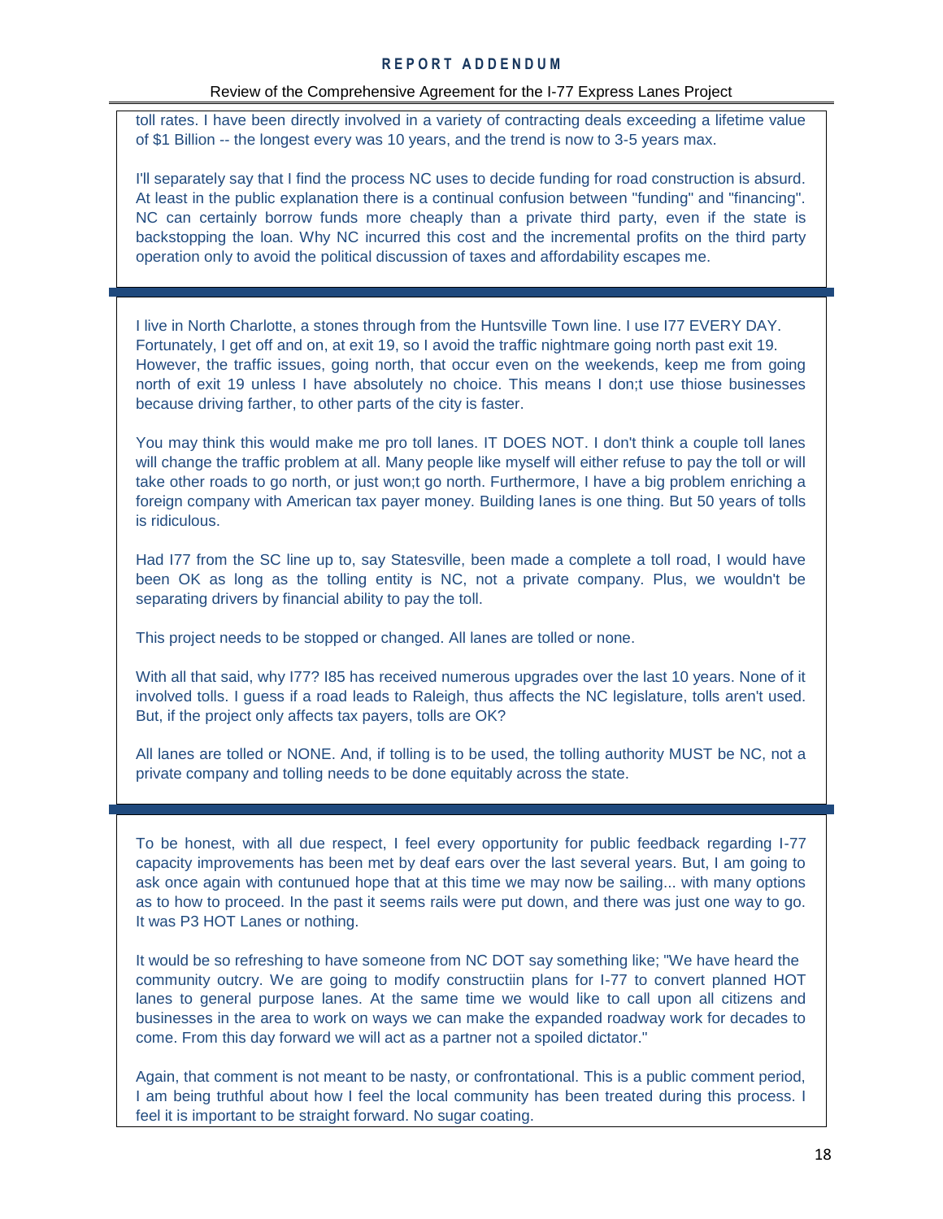toll rates. I have been directly involved in a variety of contracting deals exceeding a lifetime value of $1 Billion -- the longest every was 10 years, and the trend is now to 3-5 years max.

I'll separately say that I find the process NC uses to decide funding for road construction is absurd. At least in the public explanation there is a continual confusion between "funding" and "financing". NC can certainly borrow funds more cheaply than a private third party, even if the state is backstopping the loan. Why NC incurred this cost and the incremental profits on the third party operation only to avoid the political discussion of taxes and affordability escapes me.

---

I live in North Charlotte, a stones through from the Huntsville Town line. I use I77 EVERY DAY. Fortunately, I get off and on, at exit 19, so I avoid the traffic nightmare going north past exit 19. However, the traffic issues, going north, that occur even on the weekends, keep me from going north of exit 19 unless I have absolutely no choice. This means I don;t use thiose businesses because driving farther, to other parts of the city is faster.

You may think this would make me pro toll lanes. IT DOES NOT. I don't think a couple toll lanes will change the traffic problem at all. Many people like myself will either refuse to pay the toll or will take other roads to go north, or just won;t go north. Furthermore, I have a big problem enriching a foreign company with American tax payer money. Building lanes is one thing. But 50 years of tolls is ridiculous.

Had I77 from the SC line up to, say Statesville, been made a complete a toll road, I would have been OK as long as the tolling entity is NC, not a private company. Plus, we wouldn't be separating drivers by financial ability to pay the toll.

This project needs to be stopped or changed. All lanes are tolled or none.

With all that said, why I77? I85 has received numerous upgrades over the last 10 years. None of it involved tolls. I guess if a road leads to Raleigh, thus affects the NC legislature, tolls aren't used. But, if the project only affects tax payers, tolls are OK?

All lanes are tolled or NONE. And, if tolling is to be used, the tolling authority MUST be NC, not a private company and tolling needs to be done equitably across the state.

---

To be honest, with all due respect, I feel every opportunity for public feedback regarding I-77 capacity improvements has been met by deaf ears over the last several years. But, I am going to ask once again with contunued hope that at this time we may now be sailing... with many options as to how to proceed. In the past it seems rails were put down, and there was just one way to go. It was P3 HOT Lanes or nothing.

It would be so refreshing to have someone from NC DOT say something like; "We have heard the community outcry. We are going to modify constructiin plans for I-77 to convert planned HOT lanes to general purpose lanes. At the same time we would like to call upon all citizens and businesses in the area to work on ways we can make the expanded roadway work for decades to come. From this day forward we will act as a partner not a spoiled dictator."

Again, that comment is not meant to be nasty, or confrontational. This is a public comment period, I am being truthful about how I feel the local community has been treated during this process. I feel it is important to be straight forward. No sugar coating.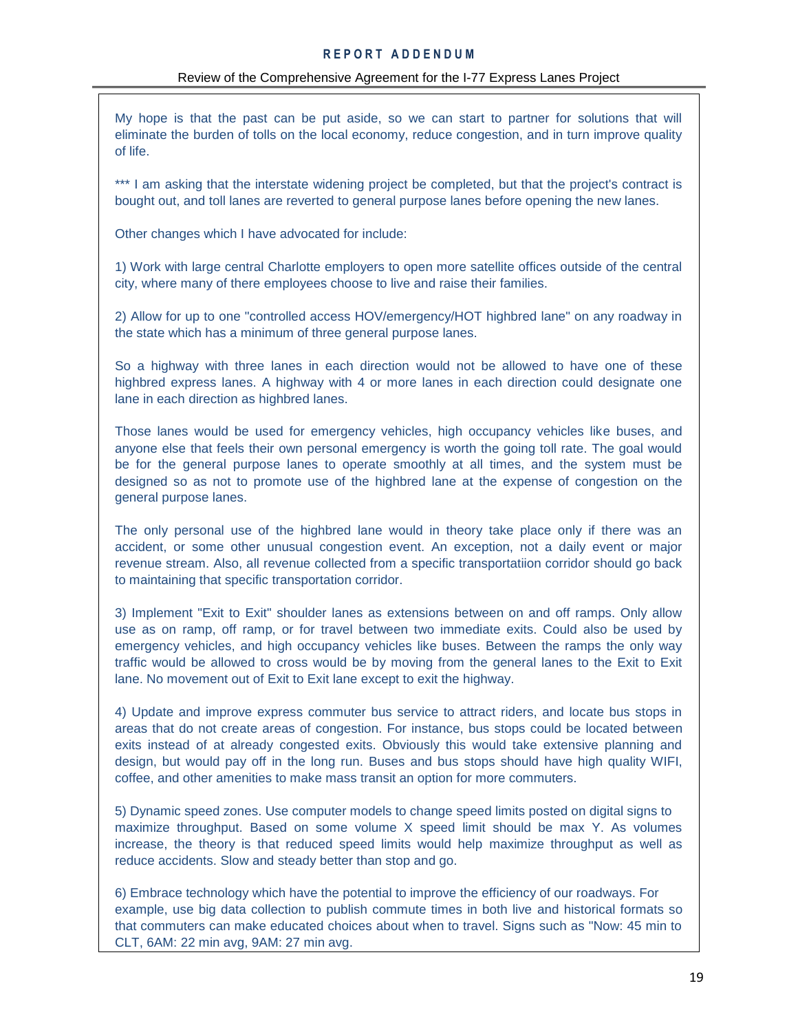My hope is that the past can be put aside, so we can start to partner for solutions that will eliminate the burden of tolls on the local economy, reduce congestion, and in turn improve quality of life.

*** I am asking that the interstate widening project be completed, but that the project's contract is bought out, and toll lanes are reverted to general purpose lanes before opening the new lanes.

Other changes which I have advocated for include:

1) Work with large central Charlotte employers to open more satellite offices outside of the central city, where many of there employees choose to live and raise their families.

2) Allow for up to one "controlled access HOV/emergency/HOT highbred lane" on any roadway in the state which has a minimum of three general purpose lanes.

So a highway with three lanes in each direction would not be allowed to have one of these highbred express lanes. A highway with 4 or more lanes in each direction could designate one lane in each direction as highbred lanes.

Those lanes would be used for emergency vehicles, high occupancy vehicles like buses, and anyone else that feels their own personal emergency is worth the going toll rate. The goal would be for the general purpose lanes to operate smoothly at all times, and the system must be designed so as not to promote use of the highbred lane at the expense of congestion on the general purpose lanes.

The only personal use of the highbred lane would in theory take place only if there was an accident, or some other unusual congestion event. An exception, not a daily event or major revenue stream. Also, all revenue collected from a specific transportatiion corridor should go back to maintaining that specific transportation corridor.

3) Implement "Exit to Exit" shoulder lanes as extensions between on and off ramps. Only allow use as on ramp, off ramp, or for travel between two immediate exits. Could also be used by emergency vehicles, and high occupancy vehicles like buses. Between the ramps the only way traffic would be allowed to cross would be by moving from the general lanes to the Exit to Exit lane. No movement out of Exit to Exit lane except to exit the highway.

4) Update and improve express commuter bus service to attract riders, and locate bus stops in areas that do not create areas of congestion. For instance, bus stops could be located between exits instead of at already congested exits. Obviously this would take extensive planning and design, but would pay off in the long run. Buses and bus stops should have high quality WIFI, coffee, and other amenities to make mass transit an option for more commuters.

5) Dynamic speed zones. Use computer models to change speed limits posted on digital signs to maximize throughput. Based on some volume X speed limit should be max Y. As volumes increase, the theory is that reduced speed limits would help maximize throughput as well as reduce accidents. Slow and steady better than stop and go.

6) Embrace technology which have the potential to improve the efficiency of our roadways. For example, use big data collection to publish commute times in both live and historical formats so that commuters can make educated choices about when to travel. Signs such as "Now: 45 min to CLT, 6AM: 22 min avg, 9AM: 27 min avg.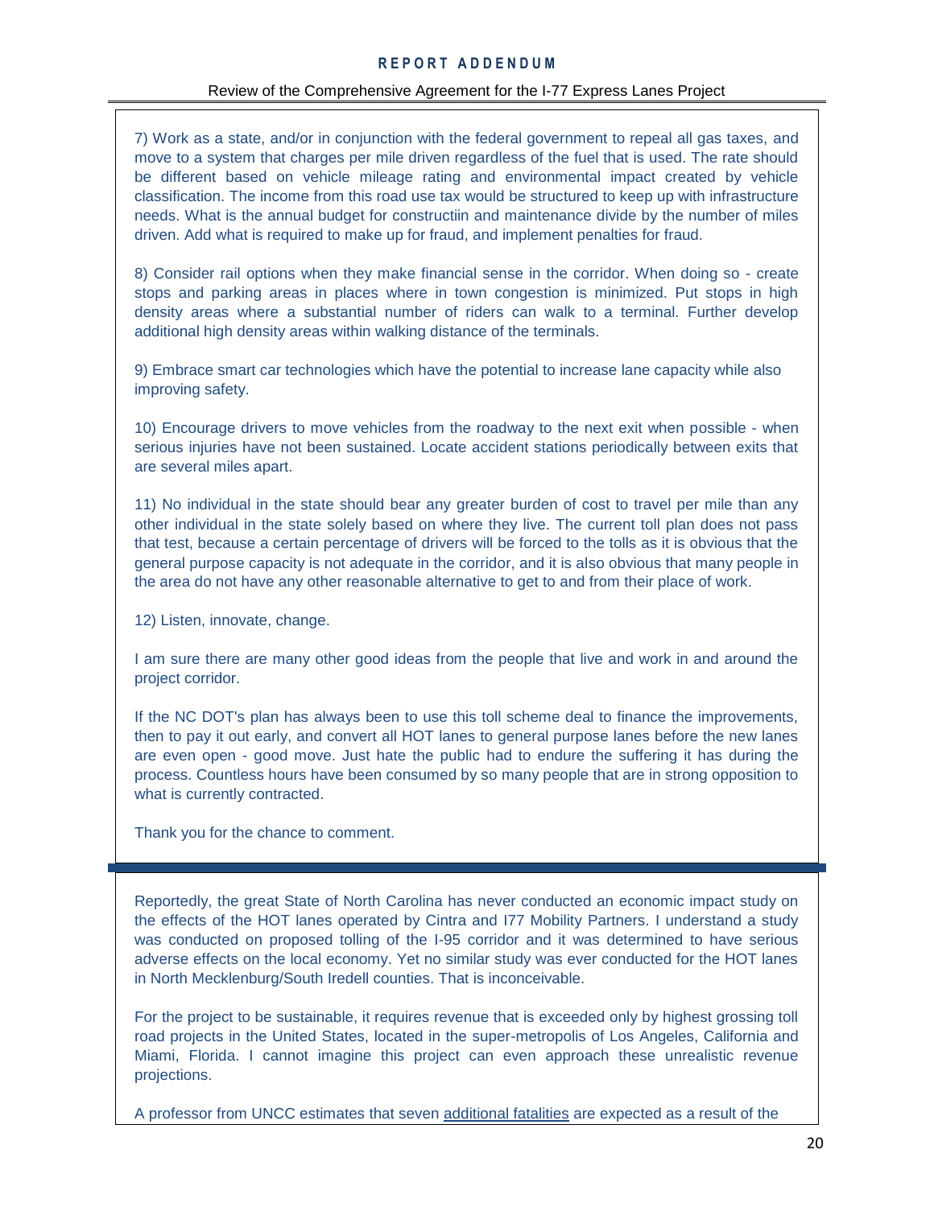7) Work as a state, and/or in conjunction with the federal government to repeal all gas taxes, and move to a system that charges per mile driven regardless of the fuel that is used. The rate should be different based on vehicle mileage rating and environmental impact created by vehicle classification. The income from this road use tax would be structured to keep up with infrastructure needs. What is the annual budget for constructiin and maintenance divide by the number of miles driven. Add what is required to make up for fraud, and implement penalties for fraud.

8) Consider rail options when they make financial sense in the corridor. When doing so - create stops and parking areas in places where in town congestion is minimized. Put stops in high density areas where a substantial number of riders can walk to a terminal. Further develop additional high density areas within walking distance of the terminals.

9) Embrace smart car technologies which have the potential to increase lane capacity while also improving safety.

10) Encourage drivers to move vehicles from the roadway to the next exit when possible - when serious injuries have not been sustained. Locate accident stations periodically between exits that are several miles apart.

11) No individual in the state should bear any greater burden of cost to travel per mile than any other individual in the state solely based on where they live. The current toll plan does not pass that test, because a certain percentage of drivers will be forced to the tolls as it is obvious that the general purpose capacity is not adequate in the corridor, and it is also obvious that many people in the area do not have any other reasonable alternative to get to and from their place of work.

12) Listen, innovate, change.

I am sure there are many other good ideas from the people that live and work in and around the project corridor.

If the NC DOT's plan has always been to use this toll scheme deal to finance the improvements, then to pay it out early, and convert all HOT lanes to general purpose lanes before the new lanes are even open - good move. Just hate the public had to endure the suffering it has during the process. Countless hours have been consumed by so many people that are in strong opposition to what is currently contracted.

Thank you for the chance to comment.

---

Reportedly, the great State of North Carolina has never conducted an economic impact study on the effects of the HOT lanes operated by Cintra and I77 Mobility Partners. I understand a study was conducted on proposed tolling of the I-95 corridor and it was determined to have serious adverse effects on the local economy. Yet no similar study was ever conducted for the HOT lanes in North Mecklenburg/South Iredell counties. That is inconceivable.

For the project to be sustainable, it requires revenue that is exceeded only by highest grossing toll road projects in the United States, located in the super-metropolis of Los Angeles, California and Miami, Florida. I cannot imagine this project can even approach these unrealistic revenue projections.

A professor from UNCC estimates that seven additional fatalities are expected as a result of the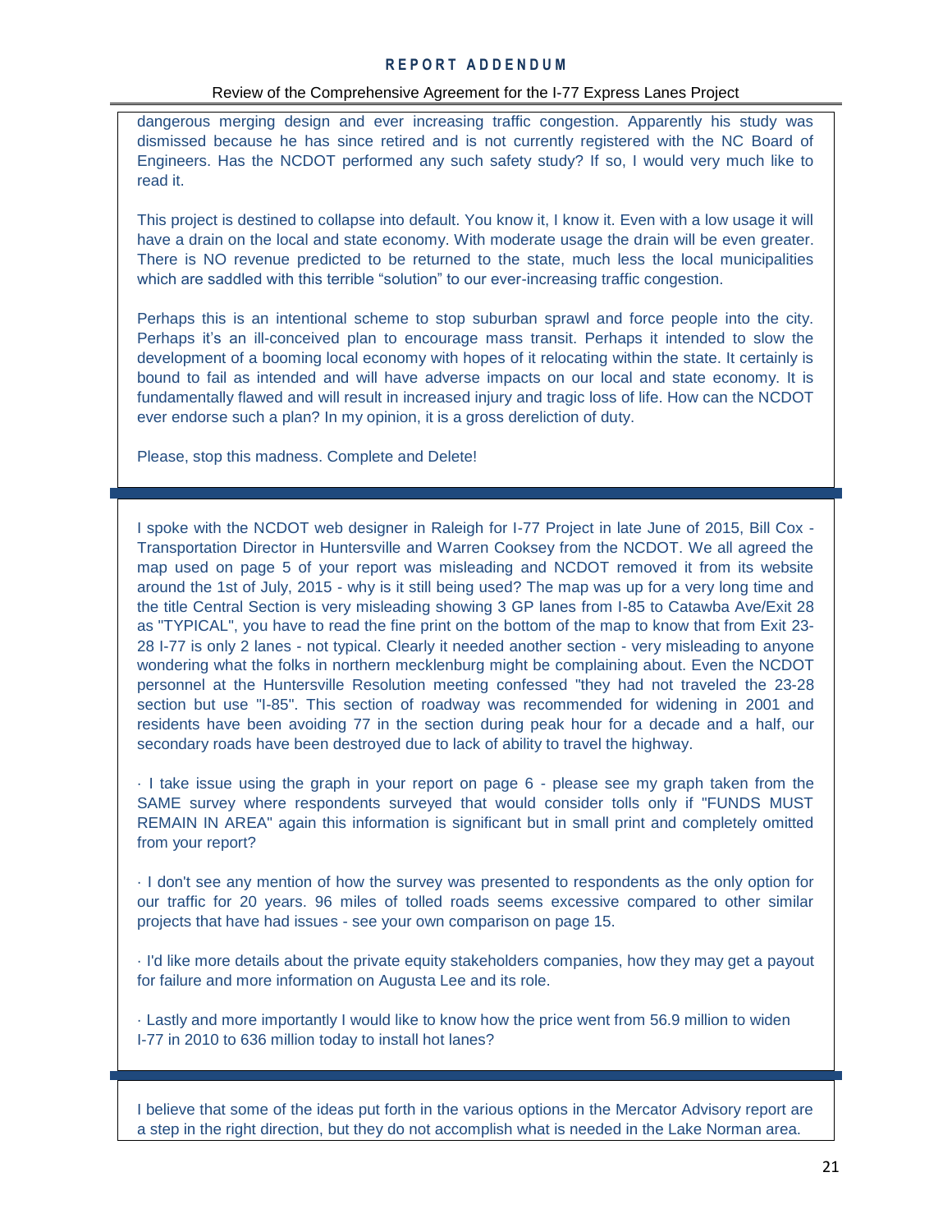dangerous merging design and ever increasing traffic congestion. Apparently his study was dismissed because he has since retired and is not currently registered with the NC Board of Engineers. Has the NCDOT performed any such safety study? If so, I would very much like to read it.

This project is destined to collapse into default. You know it, I know it. Even with a low usage it will have a drain on the local and state economy. With moderate usage the drain will be even greater. There is NO revenue predicted to be returned to the state, much less the local municipalities which are saddled with this terrible "solution" to our ever-increasing traffic congestion.

Perhaps this is an intentional scheme to stop suburban sprawl and force people into the city. Perhaps it's an ill-conceived plan to encourage mass transit. Perhaps it intended to slow the development of a booming local economy with hopes of it relocating within the state. It certainly is bound to fail as intended and will have adverse impacts on our local and state economy. It is fundamentally flawed and will result in increased injury and tragic loss of life. How can the NCDOT ever endorse such a plan? In my opinion, it is a gross dereliction of duty.

Please, stop this madness. Complete and Delete!

---

I spoke with the NCDOT web designer in Raleigh for I-77 Project in late June of 2015, Bill Cox - Transportation Director in Huntersville and Warren Cooksey from the NCDOT. We all agreed the map used on page 5 of your report was misleading and NCDOT removed it from its website around the 1st of July, 2015 - why is it still being used? The map was up for a very long time and the title Central Section is very misleading showing 3 GP lanes from I-85 to Catawba Ave/Exit 28 as "TYPICAL", you have to read the fine print on the bottom of the map to know that from Exit 23-28 I-77 is only 2 lanes - not typical. Clearly it needed another section - very misleading to anyone wondering what the folks in northern mecklenburg might be complaining about. Even the NCDOT personnel at the Huntersville Resolution meeting confessed "they had not traveled the 23-28 section but use "I-85". This section of roadway was recommended for widening in 2001 and residents have been avoiding 77 in the section during peak hour for a decade and a half, our secondary roads have been destroyed due to lack of ability to travel the highway.

· I take issue using the graph in your report on page 6 - please see my graph taken from the SAME survey where respondents surveyed that would consider tolls only if "FUNDS MUST REMAIN IN AREA" again this information is significant but in small print and completely omitted from your report?

· I don't see any mention of how the survey was presented to respondents as the only option for our traffic for 20 years. 96 miles of tolled roads seems excessive compared to other similar projects that have had issues - see your own comparison on page 15.

· I'd like more details about the private equity stakeholders companies, how they may get a payout for failure and more information on Augusta Lee and its role.

· Lastly and more importantly I would like to know how the price went from 56.9 million to widen I-77 in 2010 to 636 million today to install hot lanes?

---

I believe that some of the ideas put forth in the various options in the Mercator Advisory report are a step in the right direction, but they do not accomplish what is needed in the Lake Norman area.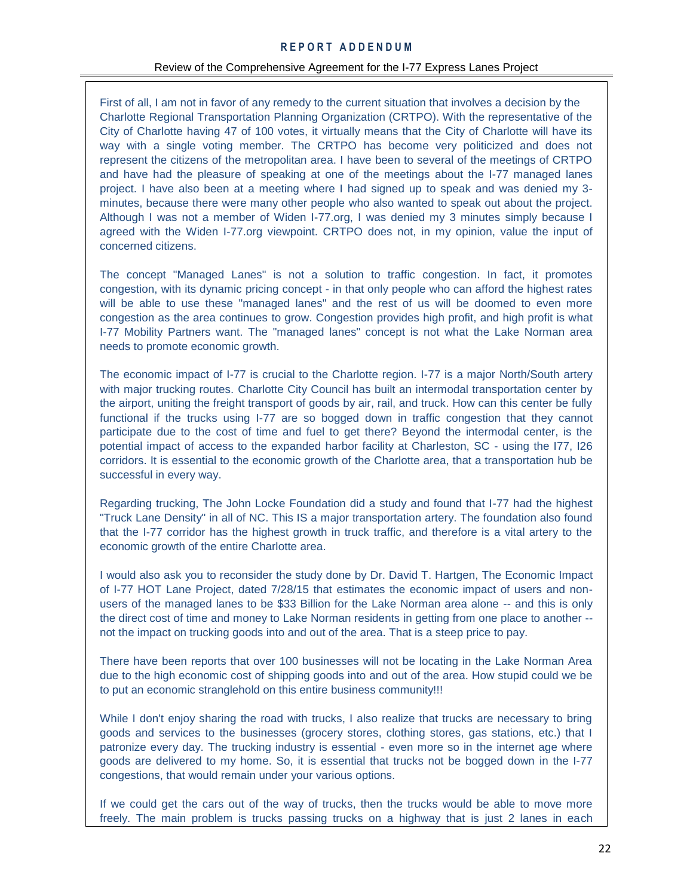First of all, I am not in favor of any remedy to the current situation that involves a decision by the Charlotte Regional Transportation Planning Organization (CRTPO). With the representative of the City of Charlotte having 47 of 100 votes, it virtually means that the City of Charlotte will have its way with a single voting member. The CRTPO has become very politicized and does not represent the citizens of the metropolitan area. I have been to several of the meetings of CRTPO and have had the pleasure of speaking at one of the meetings about the I-77 managed lanes project. I have also been at a meeting where I had signed up to speak and was denied my 3-minutes, because there were many other people who also wanted to speak out about the project. Although I was not a member of Widen I-77.org, I was denied my 3 minutes simply because I agreed with the Widen I-77.org viewpoint. CRTPO does not, in my opinion, value the input of concerned citizens.

The concept "Managed Lanes" is not a solution to traffic congestion. In fact, it promotes congestion, with its dynamic pricing concept - in that only people who can afford the highest rates will be able to use these "managed lanes" and the rest of us will be doomed to even more congestion as the area continues to grow. Congestion provides high profit, and high profit is what I-77 Mobility Partners want. The "managed lanes" concept is not what the Lake Norman area needs to promote economic growth.

The economic impact of I-77 is crucial to the Charlotte region. I-77 is a major North/South artery with major trucking routes. Charlotte City Council has built an intermodal transportation center by the airport, uniting the freight transport of goods by air, rail, and truck. How can this center be fully functional if the trucks using I-77 are so bogged down in traffic congestion that they cannot participate due to the cost of time and fuel to get there? Beyond the intermodal center, is the potential impact of access to the expanded harbor facility at Charleston, SC - using the I77, I26 corridors. It is essential to the economic growth of the Charlotte area, that a transportation hub be successful in every way.

Regarding trucking, The John Locke Foundation did a study and found that I-77 had the highest "Truck Lane Density" in all of NC. This IS a major transportation artery. The foundation also found that the I-77 corridor has the highest growth in truck traffic, and therefore is a vital artery to the economic growth of the entire Charlotte area.

I would also ask you to reconsider the study done by Dr. David T. Hartgen, The Economic Impact of I-77 HOT Lane Project, dated 7/28/15 that estimates the economic impact of users and non-users of the managed lanes to be $33 Billion for the Lake Norman area alone -- and this is only the direct cost of time and money to Lake Norman residents in getting from one place to another -- not the impact on trucking goods into and out of the area. That is a steep price to pay.

There have been reports that over 100 businesses will not be locating in the Lake Norman Area due to the high economic cost of shipping goods into and out of the area. How stupid could we be to put an economic strangle­hold on this entire business community!!!

While I don't enjoy sharing the road with trucks, I also realize that trucks are necessary to bring goods and services to the businesses (grocery stores, clothing stores, gas stations, etc.) that I patronize every day. The trucking industry is essential - even more so in the internet age where goods are delivered to my home. So, it is essential that trucks not be bogged down in the I-77 congestions, that would remain under your various options.

If we could get the cars out of the way of trucks, then the trucks would be able to move more freely. The main problem is trucks passing trucks on a highway that is just 2 lanes in each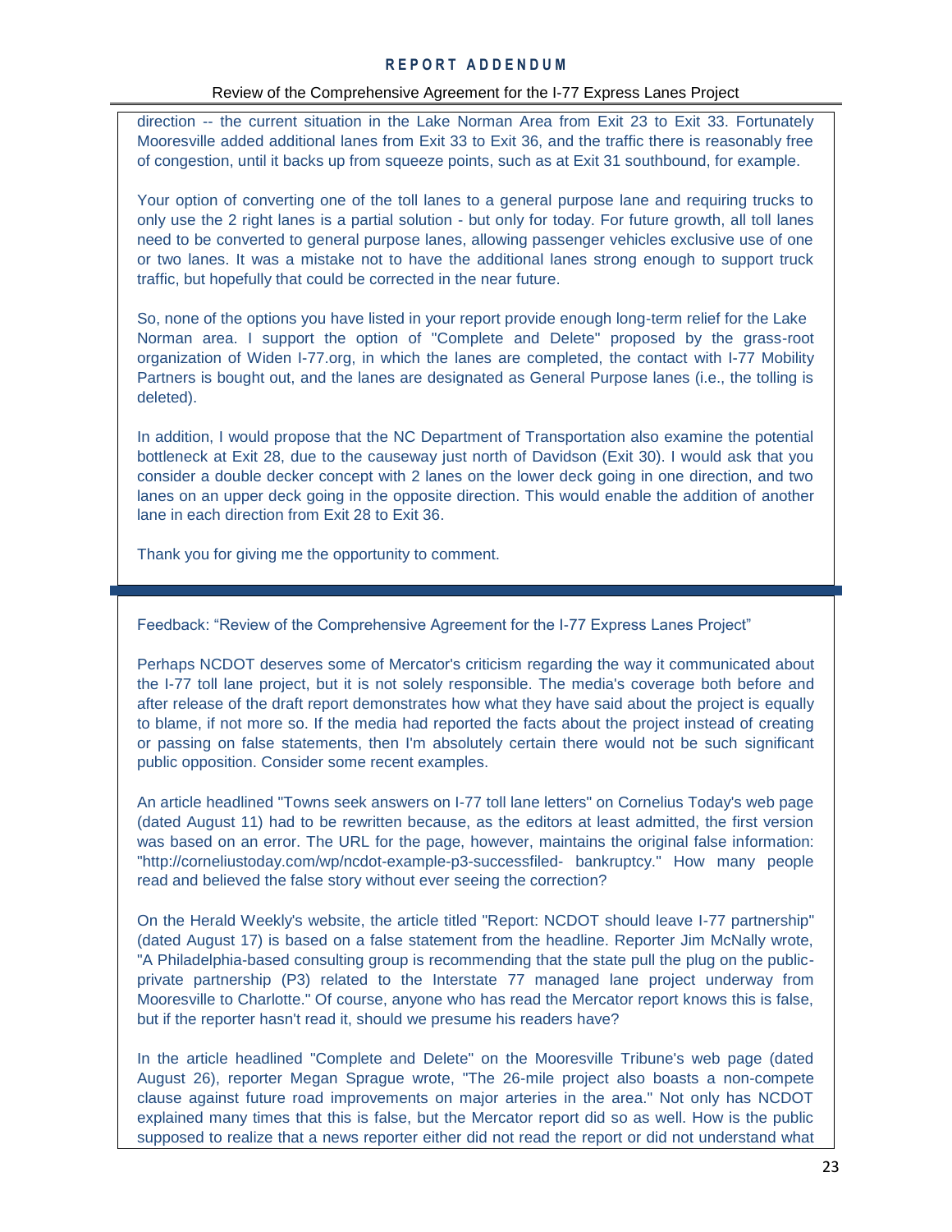direction -- the current situation in the Lake Norman Area from Exit 23 to Exit 33. Fortunately Mooresville added additional lanes from Exit 33 to Exit 36, and the traffic there is reasonably free of congestion, until it backs up from squeeze points, such as at Exit 31 southbound, for example.

Your option of converting one of the toll lanes to a general purpose lane and requiring trucks to only use the 2 right lanes is a partial solution - but only for today. For future growth, all toll lanes need to be converted to general purpose lanes, allowing passenger vehicles exclusive use of one or two lanes. It was a mistake not to have the additional lanes strong enough to support truck traffic, but hopefully that could be corrected in the near future.

So, none of the options you have listed in your report provide enough long-term relief for the Lake Norman area. I support the option of "Complete and Delete" proposed by the grass-root organization of Widen I-77.org, in which the lanes are completed, the contact with I-77 Mobility Partners is bought out, and the lanes are designated as General Purpose lanes (i.e., the tolling is deleted).

In addition, I would propose that the NC Department of Transportation also examine the potential bottleneck at Exit 28, due to the causeway just north of Davidson (Exit 30). I would ask that you consider a double decker concept with 2 lanes on the lower deck going in one direction, and two lanes on an upper deck going in the opposite direction. This would enable the addition of another lane in each direction from Exit 28 to Exit 36.

Thank you for giving me the opportunity to comment.

---

Feedback: "Review of the Comprehensive Agreement for the I-77 Express Lanes Project"

Perhaps NCDOT deserves some of Mercator's criticism regarding the way it communicated about the I-77 toll lane project, but it is not solely responsible. The media's coverage both before and after release of the draft report demonstrates how what they have said about the project is equally to blame, if not more so. If the media had reported the facts about the project instead of creating or passing on false statements, then I'm absolutely certain there would not be such significant public opposition. Consider some recent examples.

An article headlined "Towns seek answers on I-77 toll lane letters" on Cornelius Today's web page (dated August 11) had to be rewritten because, as the editors at least admitted, the first version was based on an error. The URL for the page, however, maintains the original false information: "http://corneliustoday.com/wp/ncdot-example-p3-successfiled- bankruptcy." How many people read and believed the false story without ever seeing the correction?

On the Herald Weekly's website, the article titled "Report: NCDOT should leave I-77 partnership" (dated August 17) is based on a false statement from the headline. Reporter Jim McNally wrote, "A Philadelphia-based consulting group is recommending that the state pull the plug on the public-private partnership (P3) related to the Interstate 77 managed lane project underway from Mooresville to Charlotte." Of course, anyone who has read the Mercator report knows this is false, but if the reporter hasn't read it, should we presume his readers have?

In the article headlined "Complete and Delete" on the Mooresville Tribune's web page (dated August 26), reporter Megan Sprague wrote, "The 26-mile project also boasts a non-compete clause against future road improvements on major arteries in the area." Not only has NCDOT explained many times that this is false, but the Mercator report did so as well. How is the public supposed to realize that a news reporter either did not read the report or did not understand what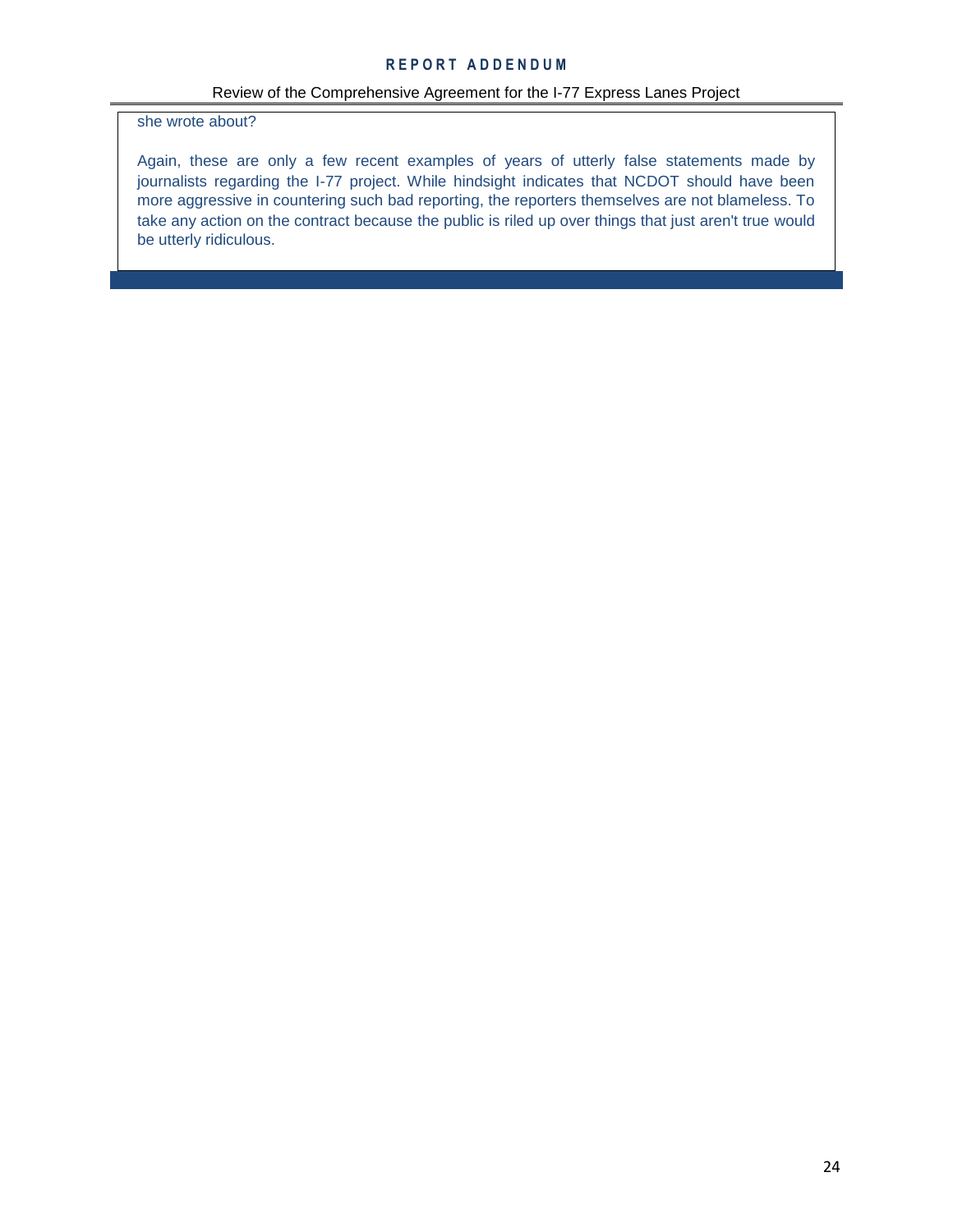she wrote about?

Again, these are only a few recent examples of years of utterly false statements made by journalists regarding the I-77 project. While hindsight indicates that NCDOT should have been more aggressive in countering such bad reporting, the reporters themselves are not blameless. To take any action on the contract because the public is riled up over things that just aren't true would be utterly ridiculous.